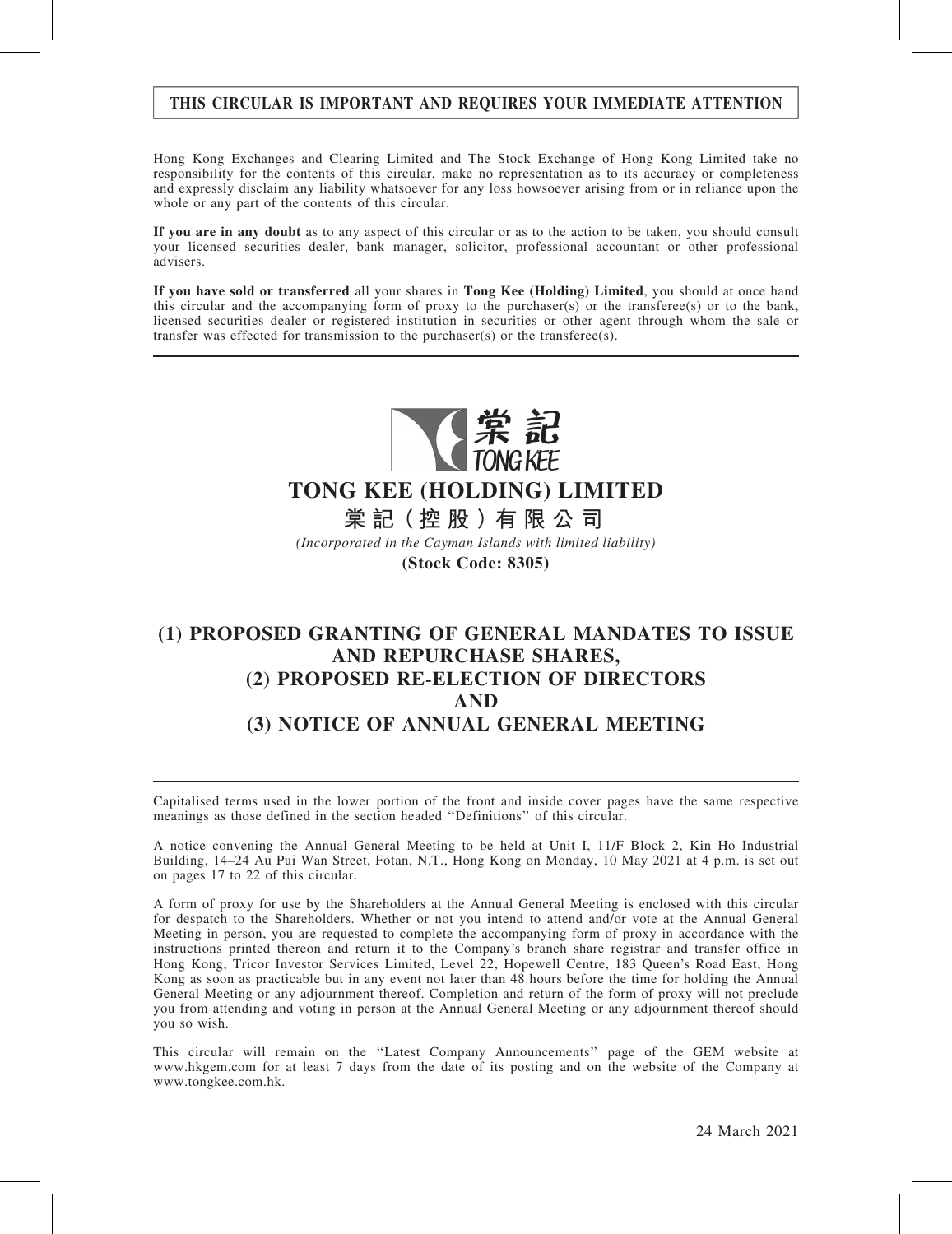**THIS CIRCULAR IS IMPORTANT AND REQUIRES YOUR IMMEDIATE ATTENTION**

Hong Kong Exchanges and Clearing Limited and The Stock Exchange of Hong Kong Limited take no responsibility for the contents of this circular, make no representation as to its accuracy or completeness and expressly disclaim any liability whatsoever for any loss howsoever arising from or in reliance upon the whole or any part of the contents of this circular.

**If you are in any doubt** as to any aspect of this circular or as to the action to be taken, you should consult your licensed securities dealer, bank manager, solicitor, professional accountant or other professional advisers.

**If you have sold or transferred** all your shares in **Tong Kee (Holding) Limited**, you should at once hand this circular and the accompanying form of proxy to the purchaser(s) or the transferee(s) or to the bank, licensed securities dealer or registered institution in securities or other agent through whom the sale or transfer was effected for transmission to the purchaser(s) or the transferee(s).

棠記 TONG KEE

# TONG KEE (HOLDING) LIMITED

# 棠記（控股）有限公司

*(Incorporated in the Cayman Islands with limited liability)*

**(Stock Code: 8305)**

# (1) PROPOSED GRANTING OF GENERAL MANDATES TO ISSUE AND REPURCHASE SHARES, (2) PROPOSED RE-ELECTION OF DIRECTORS AND (3) NOTICE OF ANNUAL GENERAL MEETING

Capitalised terms used in the lower portion of the front and inside cover pages have the same respective meanings as those defined in the section headed "Definitions" of this circular.

A notice convening the Annual General Meeting to be held at Unit I, 11/F Block 2, Kin Ho Industrial Building, 14–24 Au Pui Wan Street, Fotan, N.T., Hong Kong on Monday, 10 May 2021 at 4 p.m. is set out on pages 17 to 22 of this circular.

A form of proxy for use by the Shareholders at the Annual General Meeting is enclosed with this circular for despatch to the Shareholders. Whether or not you intend to attend and/or vote at the Annual General Meeting in person, you are requested to complete the accompanying form of proxy in accordance with the instructions printed thereon and return it to the Company's branch share registrar and transfer office in Hong Kong, Tricor Investor Services Limited, Level 22, Hopewell Centre, 183 Queen's Road East, Hong Kong as soon as practicable but in any event not later than 48 hours before the time for holding the Annual General Meeting or any adjournment thereof. Completion and return of the form of proxy will not preclude you from attending and voting in person at the Annual General Meeting or any adjournment thereof should you so wish.

This circular will remain on the "Latest Company Announcements" page of the GEM website at www.hkgem.com for at least 7 days from the date of its posting and on the website of the Company at www.tongkee.com.hk.

24 March 2021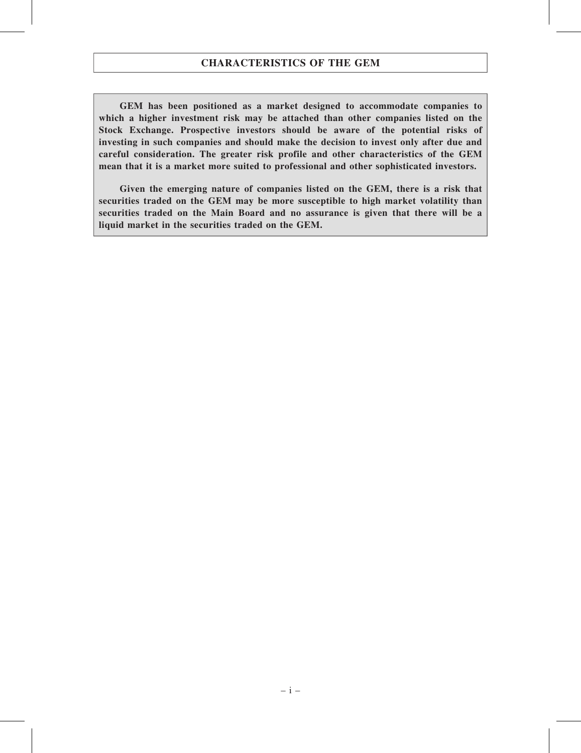# CHARACTERISTICS OF THE GEM

**GEM has been positioned as a market designed to accommodate companies to which a higher investment risk may be attached than other companies listed on the Stock Exchange. Prospective investors should be aware of the potential risks of investing in such companies and should make the decision to invest only after due and careful consideration. The greater risk profile and other characteristics of the GEM mean that it is a market more suited to professional and other sophisticated investors.**

**Given the emerging nature of companies listed on the GEM, there is a risk that securities traded on the GEM may be more susceptible to high market volatility than securities traded on the Main Board and no assurance is given that there will be a liquid market in the securities traded on the GEM.**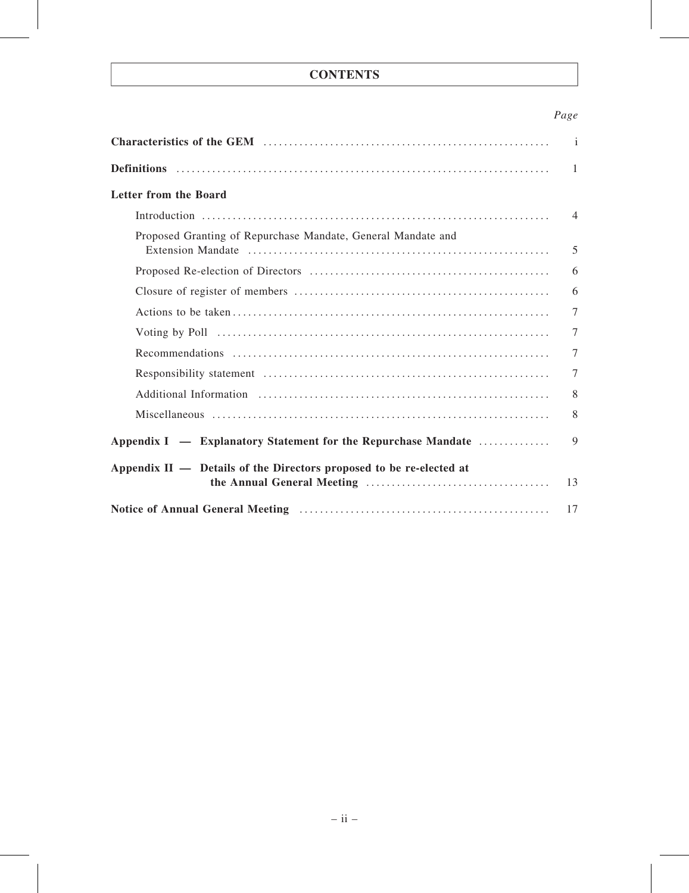# CONTENTS

| | Page |
|---|---|
| **Characteristics of the GEM** | i |
| **Definitions** | 1 |
| **Letter from the Board** | |
| Introduction | 4 |
| Proposed Granting of Repurchase Mandate, General Mandate and Extension Mandate | 5 |
| Proposed Re-election of Directors | 6 |
| Closure of register of members | 6 |
| Actions to be taken | 7 |
| Voting by Poll | 7 |
| Recommendations | 7 |
| Responsibility statement | 7 |
| Additional Information | 8 |
| Miscellaneous | 8 |
| **Appendix I — Explanatory Statement for the Repurchase Mandate** | 9 |
| **Appendix II — Details of the Directors proposed to be re-elected at the Annual General Meeting** | 13 |
| **Notice of Annual General Meeting** | 17 |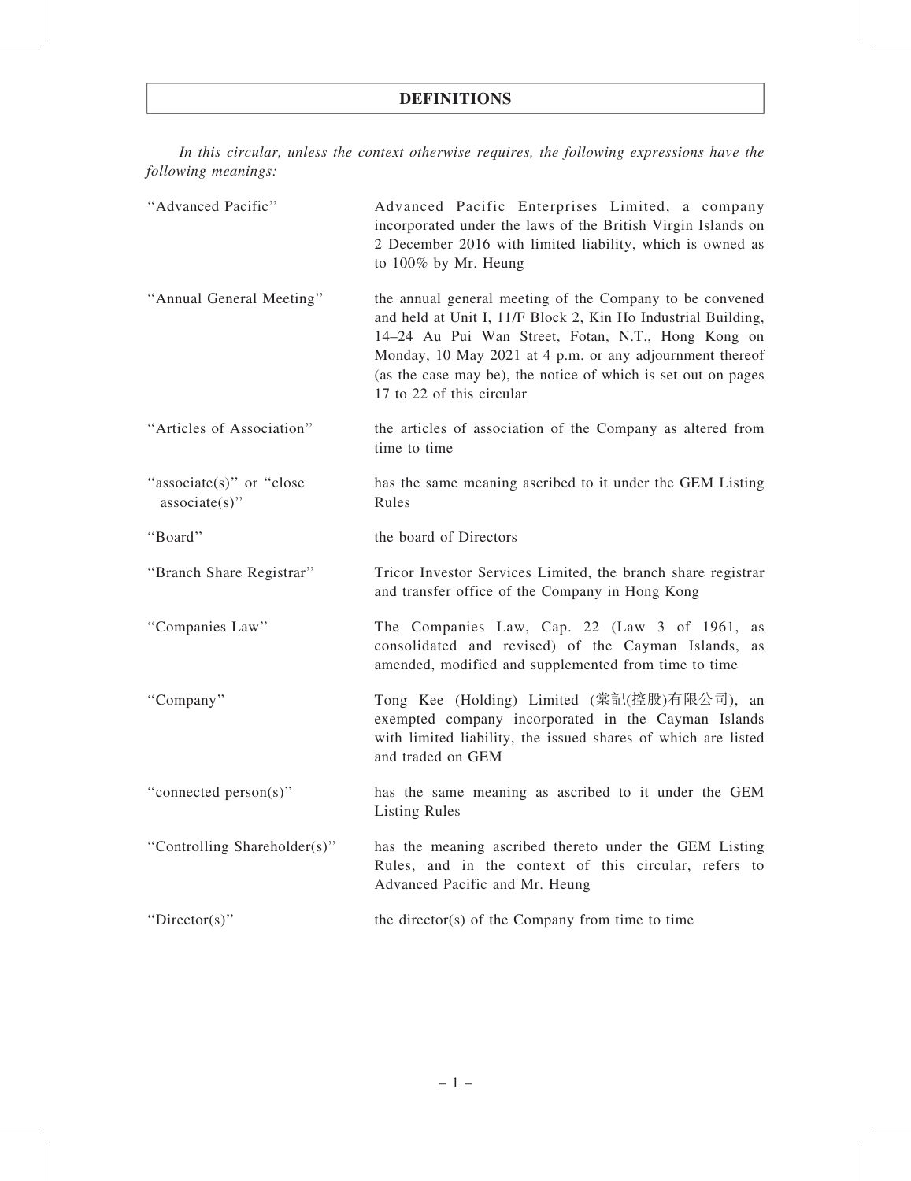# DEFINITIONS

*In this circular, unless the context otherwise requires, the following expressions have the following meanings:*

| | |
|---|---|
| "Advanced Pacific" | Advanced Pacific Enterprises Limited, a company incorporated under the laws of the British Virgin Islands on 2 December 2016 with limited liability, which is owned as to 100% by Mr. Heung |
| "Annual General Meeting" | the annual general meeting of the Company to be convened and held at Unit I, 11/F Block 2, Kin Ho Industrial Building, 14–24 Au Pui Wan Street, Fotan, N.T., Hong Kong on Monday, 10 May 2021 at 4 p.m. or any adjournment thereof (as the case may be), the notice of which is set out on pages 17 to 22 of this circular |
| "Articles of Association" | the articles of association of the Company as altered from time to time |
| "associate(s)" or "close associate(s)" | has the same meaning ascribed to it under the GEM Listing Rules |
| "Board" | the board of Directors |
| "Branch Share Registrar" | Tricor Investor Services Limited, the branch share registrar and transfer office of the Company in Hong Kong |
| "Companies Law" | The Companies Law, Cap. 22 (Law 3 of 1961, as consolidated and revised) of the Cayman Islands, as amended, modified and supplemented from time to time |
| "Company" | Tong Kee (Holding) Limited (棠記(控股)有限公司), an exempted company incorporated in the Cayman Islands with limited liability, the issued shares of which are listed and traded on GEM |
| "connected person(s)" | has the same meaning as ascribed to it under the GEM Listing Rules |
| "Controlling Shareholder(s)" | has the meaning ascribed thereto under the GEM Listing Rules, and in the context of this circular, refers to Advanced Pacific and Mr. Heung |
| "Director(s)" | the director(s) of the Company from time to time |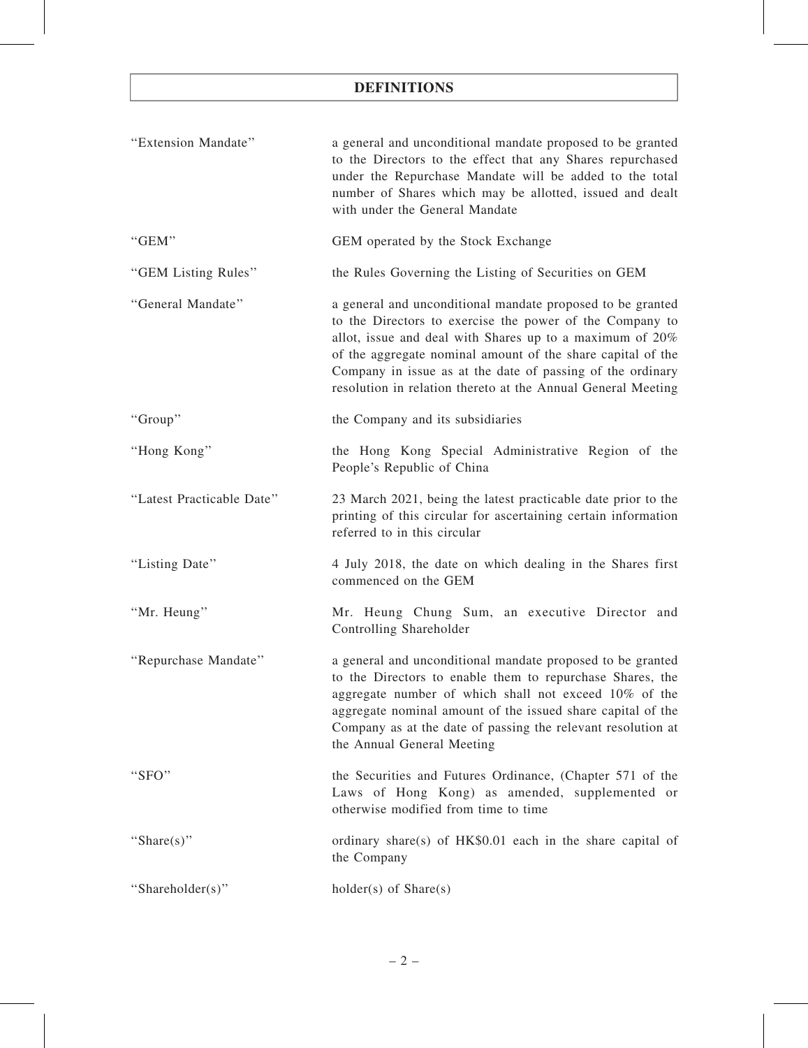# DEFINITIONS

| | |
|---|---|
| "Extension Mandate" | a general and unconditional mandate proposed to be granted to the Directors to the effect that any Shares repurchased under the Repurchase Mandate will be added to the total number of Shares which may be allotted, issued and dealt with under the General Mandate |
| "GEM" | GEM operated by the Stock Exchange |
| "GEM Listing Rules" | the Rules Governing the Listing of Securities on GEM |
| "General Mandate" | a general and unconditional mandate proposed to be granted to the Directors to exercise the power of the Company to allot, issue and deal with Shares up to a maximum of 20% of the aggregate nominal amount of the share capital of the Company in issue as at the date of passing of the ordinary resolution in relation thereto at the Annual General Meeting |
| "Group" | the Company and its subsidiaries |
| "Hong Kong" | the Hong Kong Special Administrative Region of the People's Republic of China |
| "Latest Practicable Date" | 23 March 2021, being the latest practicable date prior to the printing of this circular for ascertaining certain information referred to in this circular |
| "Listing Date" | 4 July 2018, the date on which dealing in the Shares first commenced on the GEM |
| "Mr. Heung" | Mr. Heung Chung Sum, an executive Director and Controlling Shareholder |
| "Repurchase Mandate" | a general and unconditional mandate proposed to be granted to the Directors to enable them to repurchase Shares, the aggregate number of which shall not exceed 10% of the aggregate nominal amount of the issued share capital of the Company as at the date of passing the relevant resolution at the Annual General Meeting |
| "SFO" | the Securities and Futures Ordinance, (Chapter 571 of the Laws of Hong Kong) as amended, supplemented or otherwise modified from time to time |
| "Share(s)" | ordinary share(s) of HK$0.01 each in the share capital of the Company |
| "Shareholder(s)" | holder(s) of Share(s) |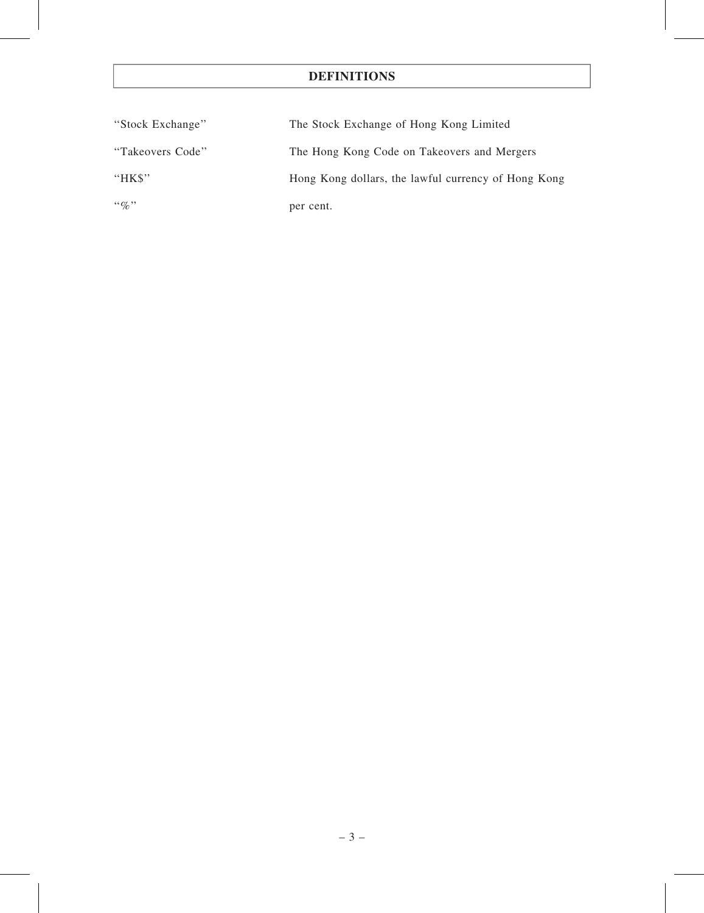# DEFINITIONS

| | |
|---|---|
| "Stock Exchange" | The Stock Exchange of Hong Kong Limited |
| "Takeovers Code" | The Hong Kong Code on Takeovers and Mergers |
| "HK$" | Hong Kong dollars, the lawful currency of Hong Kong |
| "%" | per cent. |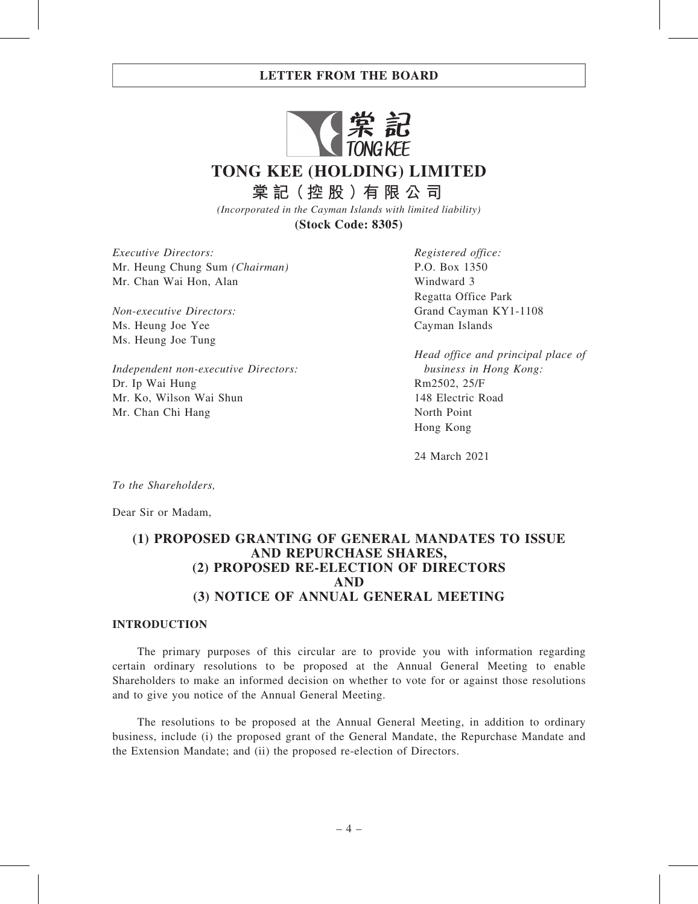# TONG KEE (HOLDING) LIMITED

**棠記（控股）有限公司**

*(Incorporated in the Cayman Islands with limited liability)*

**(Stock Code: 8305)**

*Executive Directors:*
Mr. Heung Chung Sum *(Chairman)*
Mr. Chan Wai Hon, Alan

*Non-executive Directors:*
Ms. Heung Joe Yee
Ms. Heung Joe Tung

*Independent non-executive Directors:*
Dr. Ip Wai Hung
Mr. Ko, Wilson Wai Shun
Mr. Chan Chi Hang

*Registered office:*
P.O. Box 1350
Windward 3
Regatta Office Park
Grand Cayman KY1-1108
Cayman Islands

*Head office and principal place of business in Hong Kong:*
Rm2502, 25/F
148 Electric Road
North Point
Hong Kong

24 March 2021

*To the Shareholders,*

Dear Sir or Madam,

## (1) PROPOSED GRANTING OF GENERAL MANDATES TO ISSUE AND REPURCHASE SHARES, (2) PROPOSED RE-ELECTION OF DIRECTORS AND (3) NOTICE OF ANNUAL GENERAL MEETING

### INTRODUCTION

The primary purposes of this circular are to provide you with information regarding certain ordinary resolutions to be proposed at the Annual General Meeting to enable Shareholders to make an informed decision on whether to vote for or against those resolutions and to give you notice of the Annual General Meeting.

The resolutions to be proposed at the Annual General Meeting, in addition to ordinary business, include (i) the proposed grant of the General Mandate, the Repurchase Mandate and the Extension Mandate; and (ii) the proposed re-election of Directors.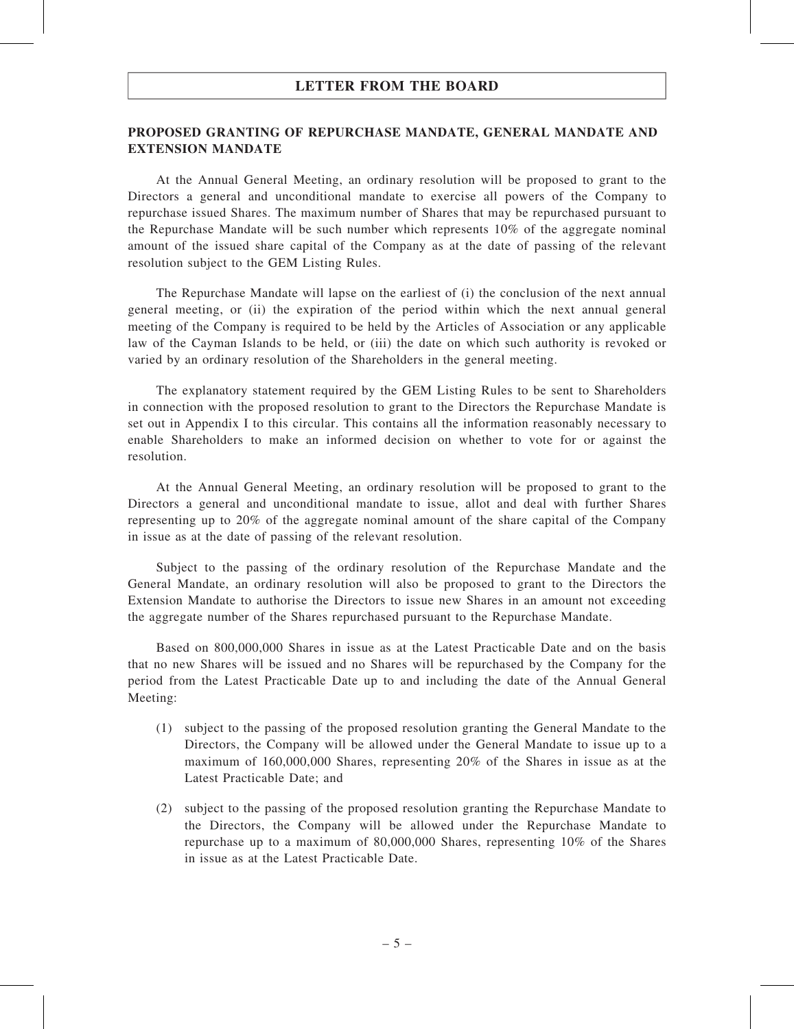## LETTER FROM THE BOARD

### PROPOSED GRANTING OF REPURCHASE MANDATE, GENERAL MANDATE AND EXTENSION MANDATE

At the Annual General Meeting, an ordinary resolution will be proposed to grant to the Directors a general and unconditional mandate to exercise all powers of the Company to repurchase issued Shares. The maximum number of Shares that may be repurchased pursuant to the Repurchase Mandate will be such number which represents 10% of the aggregate nominal amount of the issued share capital of the Company as at the date of passing of the relevant resolution subject to the GEM Listing Rules.

The Repurchase Mandate will lapse on the earliest of (i) the conclusion of the next annual general meeting, or (ii) the expiration of the period within which the next annual general meeting of the Company is required to be held by the Articles of Association or any applicable law of the Cayman Islands to be held, or (iii) the date on which such authority is revoked or varied by an ordinary resolution of the Shareholders in the general meeting.

The explanatory statement required by the GEM Listing Rules to be sent to Shareholders in connection with the proposed resolution to grant to the Directors the Repurchase Mandate is set out in Appendix I to this circular. This contains all the information reasonably necessary to enable Shareholders to make an informed decision on whether to vote for or against the resolution.

At the Annual General Meeting, an ordinary resolution will be proposed to grant to the Directors a general and unconditional mandate to issue, allot and deal with further Shares representing up to 20% of the aggregate nominal amount of the share capital of the Company in issue as at the date of passing of the relevant resolution.

Subject to the passing of the ordinary resolution of the Repurchase Mandate and the General Mandate, an ordinary resolution will also be proposed to grant to the Directors the Extension Mandate to authorise the Directors to issue new Shares in an amount not exceeding the aggregate number of the Shares repurchased pursuant to the Repurchase Mandate.

Based on 800,000,000 Shares in issue as at the Latest Practicable Date and on the basis that no new Shares will be issued and no Shares will be repurchased by the Company for the period from the Latest Practicable Date up to and including the date of the Annual General Meeting:

(1) subject to the passing of the proposed resolution granting the General Mandate to the Directors, the Company will be allowed under the General Mandate to issue up to a maximum of 160,000,000 Shares, representing 20% of the Shares in issue as at the Latest Practicable Date; and

(2) subject to the passing of the proposed resolution granting the Repurchase Mandate to the Directors, the Company will be allowed under the Repurchase Mandate to repurchase up to a maximum of 80,000,000 Shares, representing 10% of the Shares in issue as at the Latest Practicable Date.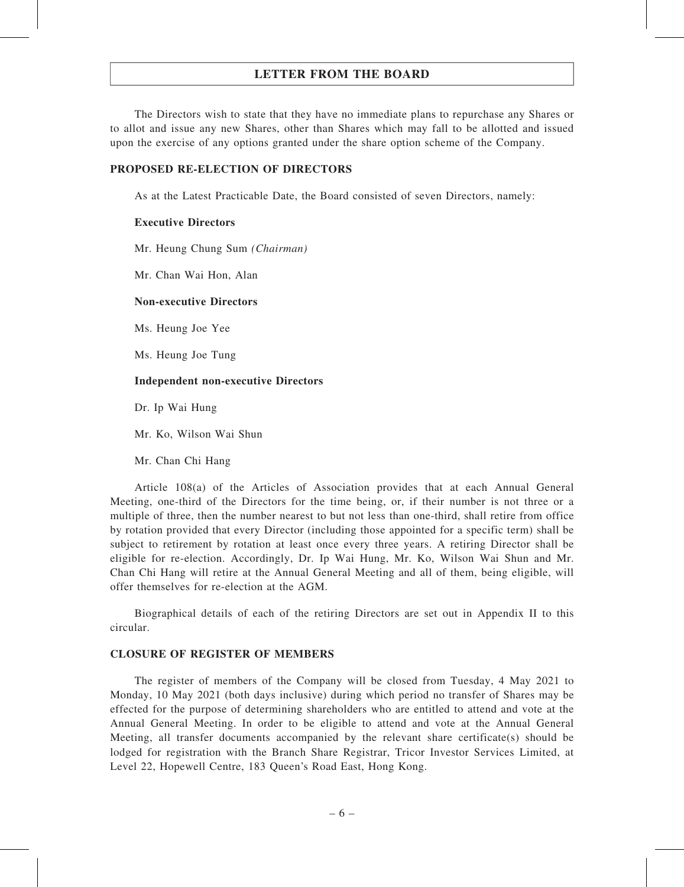## LETTER FROM THE BOARD

The Directors wish to state that they have no immediate plans to repurchase any Shares or to allot and issue any new Shares, other than Shares which may fall to be allotted and issued upon the exercise of any options granted under the share option scheme of the Company.

### PROPOSED RE-ELECTION OF DIRECTORS

As at the Latest Practicable Date, the Board consisted of seven Directors, namely:

**Executive Directors**

Mr. Heung Chung Sum *(Chairman)*

Mr. Chan Wai Hon, Alan

**Non-executive Directors**

Ms. Heung Joe Yee

Ms. Heung Joe Tung

**Independent non-executive Directors**

Dr. Ip Wai Hung

Mr. Ko, Wilson Wai Shun

Mr. Chan Chi Hang

Article 108(a) of the Articles of Association provides that at each Annual General Meeting, one-third of the Directors for the time being, or, if their number is not three or a multiple of three, then the number nearest to but not less than one-third, shall retire from office by rotation provided that every Director (including those appointed for a specific term) shall be subject to retirement by rotation at least once every three years. A retiring Director shall be eligible for re-election. Accordingly, Dr. Ip Wai Hung, Mr. Ko, Wilson Wai Shun and Mr. Chan Chi Hang will retire at the Annual General Meeting and all of them, being eligible, will offer themselves for re-election at the AGM.

Biographical details of each of the retiring Directors are set out in Appendix II to this circular.

### CLOSURE OF REGISTER OF MEMBERS

The register of members of the Company will be closed from Tuesday, 4 May 2021 to Monday, 10 May 2021 (both days inclusive) during which period no transfer of Shares may be effected for the purpose of determining shareholders who are entitled to attend and vote at the Annual General Meeting. In order to be eligible to attend and vote at the Annual General Meeting, all transfer documents accompanied by the relevant share certificate(s) should be lodged for registration with the Branch Share Registrar, Tricor Investor Services Limited, at Level 22, Hopewell Centre, 183 Queen's Road East, Hong Kong.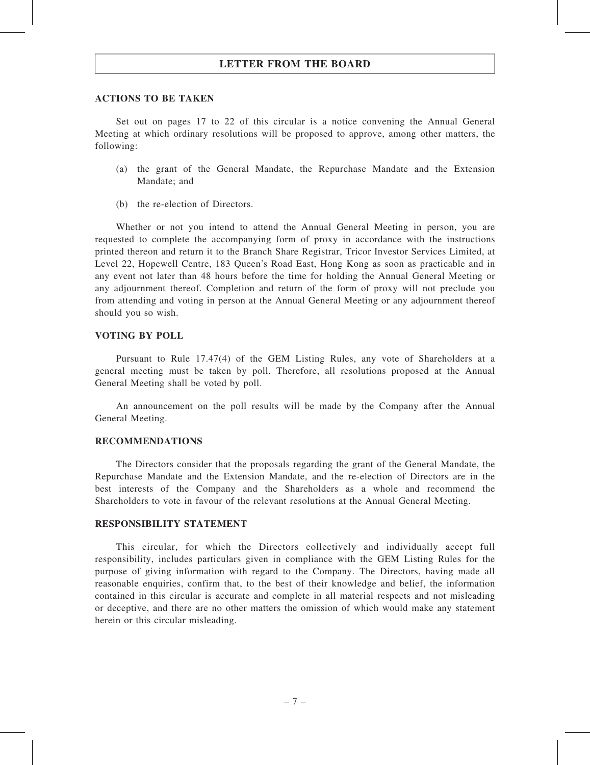## ACTIONS TO BE TAKEN

Set out on pages 17 to 22 of this circular is a notice convening the Annual General Meeting at which ordinary resolutions will be proposed to approve, among other matters, the following:

(a) the grant of the General Mandate, the Repurchase Mandate and the Extension Mandate; and

(b) the re-election of Directors.

Whether or not you intend to attend the Annual General Meeting in person, you are requested to complete the accompanying form of proxy in accordance with the instructions printed thereon and return it to the Branch Share Registrar, Tricor Investor Services Limited, at Level 22, Hopewell Centre, 183 Queen's Road East, Hong Kong as soon as practicable and in any event not later than 48 hours before the time for holding the Annual General Meeting or any adjournment thereof. Completion and return of the form of proxy will not preclude you from attending and voting in person at the Annual General Meeting or any adjournment thereof should you so wish.

## VOTING BY POLL

Pursuant to Rule 17.47(4) of the GEM Listing Rules, any vote of Shareholders at a general meeting must be taken by poll. Therefore, all resolutions proposed at the Annual General Meeting shall be voted by poll.

An announcement on the poll results will be made by the Company after the Annual General Meeting.

## RECOMMENDATIONS

The Directors consider that the proposals regarding the grant of the General Mandate, the Repurchase Mandate and the Extension Mandate, and the re-election of Directors are in the best interests of the Company and the Shareholders as a whole and recommend the Shareholders to vote in favour of the relevant resolutions at the Annual General Meeting.

## RESPONSIBILITY STATEMENT

This circular, for which the Directors collectively and individually accept full responsibility, includes particulars given in compliance with the GEM Listing Rules for the purpose of giving information with regard to the Company. The Directors, having made all reasonable enquiries, confirm that, to the best of their knowledge and belief, the information contained in this circular is accurate and complete in all material respects and not misleading or deceptive, and there are no other matters the omission of which would make any statement herein or this circular misleading.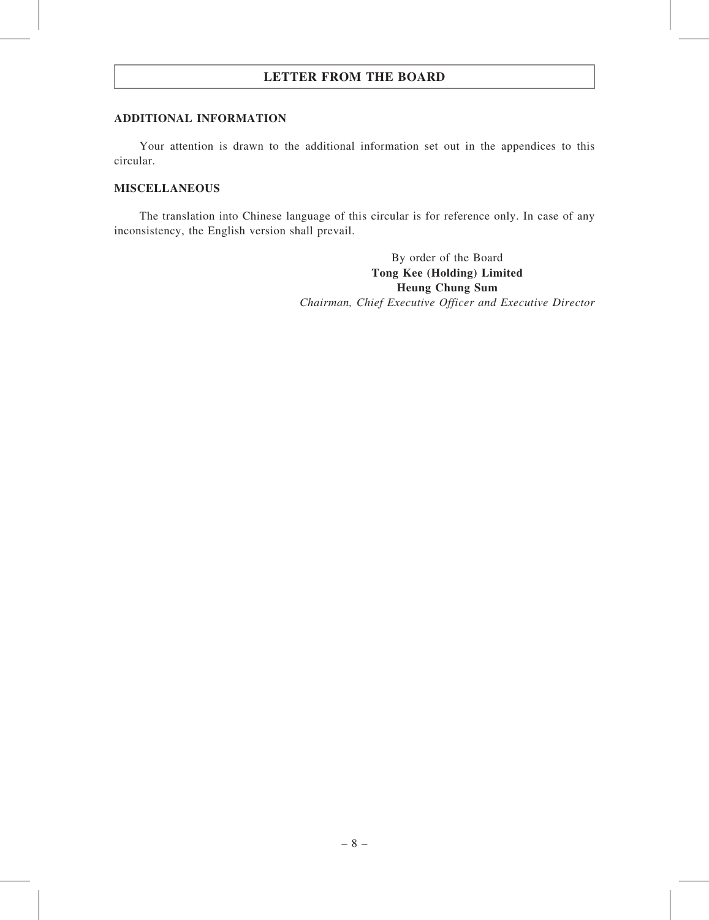## ADDITIONAL INFORMATION

Your attention is drawn to the additional information set out in the appendices to this circular.

## MISCELLANEOUS

The translation into Chinese language of this circular is for reference only. In case of any inconsistency, the English version shall prevail.

By order of the Board
**Tong Kee (Holding) Limited**
**Heung Chung Sum**
*Chairman, Chief Executive Officer and Executive Director*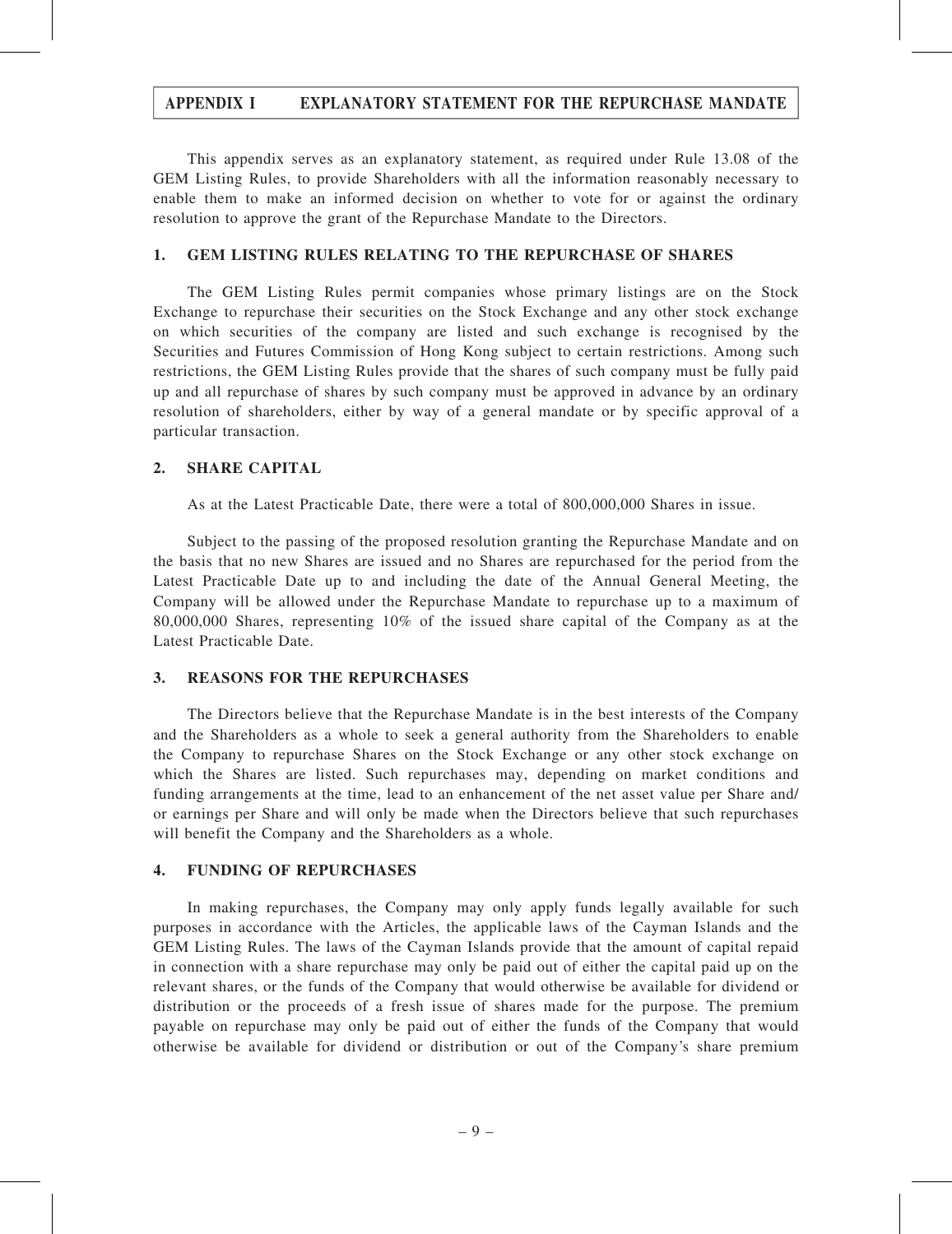# APPENDIX I EXPLANATORY STATEMENT FOR THE REPURCHASE MANDATE

This appendix serves as an explanatory statement, as required under Rule 13.08 of the GEM Listing Rules, to provide Shareholders with all the information reasonably necessary to enable them to make an informed decision on whether to vote for or against the ordinary resolution to approve the grant of the Repurchase Mandate to the Directors.

## 1. GEM LISTING RULES RELATING TO THE REPURCHASE OF SHARES

The GEM Listing Rules permit companies whose primary listings are on the Stock Exchange to repurchase their securities on the Stock Exchange and any other stock exchange on which securities of the company are listed and such exchange is recognised by the Securities and Futures Commission of Hong Kong subject to certain restrictions. Among such restrictions, the GEM Listing Rules provide that the shares of such company must be fully paid up and all repurchase of shares by such company must be approved in advance by an ordinary resolution of shareholders, either by way of a general mandate or by specific approval of a particular transaction.

## 2. SHARE CAPITAL

As at the Latest Practicable Date, there were a total of 800,000,000 Shares in issue.

Subject to the passing of the proposed resolution granting the Repurchase Mandate and on the basis that no new Shares are issued and no Shares are repurchased for the period from the Latest Practicable Date up to and including the date of the Annual General Meeting, the Company will be allowed under the Repurchase Mandate to repurchase up to a maximum of 80,000,000 Shares, representing 10% of the issued share capital of the Company as at the Latest Practicable Date.

## 3. REASONS FOR THE REPURCHASES

The Directors believe that the Repurchase Mandate is in the best interests of the Company and the Shareholders as a whole to seek a general authority from the Shareholders to enable the Company to repurchase Shares on the Stock Exchange or any other stock exchange on which the Shares are listed. Such repurchases may, depending on market conditions and funding arrangements at the time, lead to an enhancement of the net asset value per Share and/or earnings per Share and will only be made when the Directors believe that such repurchases will benefit the Company and the Shareholders as a whole.

## 4. FUNDING OF REPURCHASES

In making repurchases, the Company may only apply funds legally available for such purposes in accordance with the Articles, the applicable laws of the Cayman Islands and the GEM Listing Rules. The laws of the Cayman Islands provide that the amount of capital repaid in connection with a share repurchase may only be paid out of either the capital paid up on the relevant shares, or the funds of the Company that would otherwise be available for dividend or distribution or the proceeds of a fresh issue of shares made for the purpose. The premium payable on repurchase may only be paid out of either the funds of the Company that would otherwise be available for dividend or distribution or out of the Company's share premium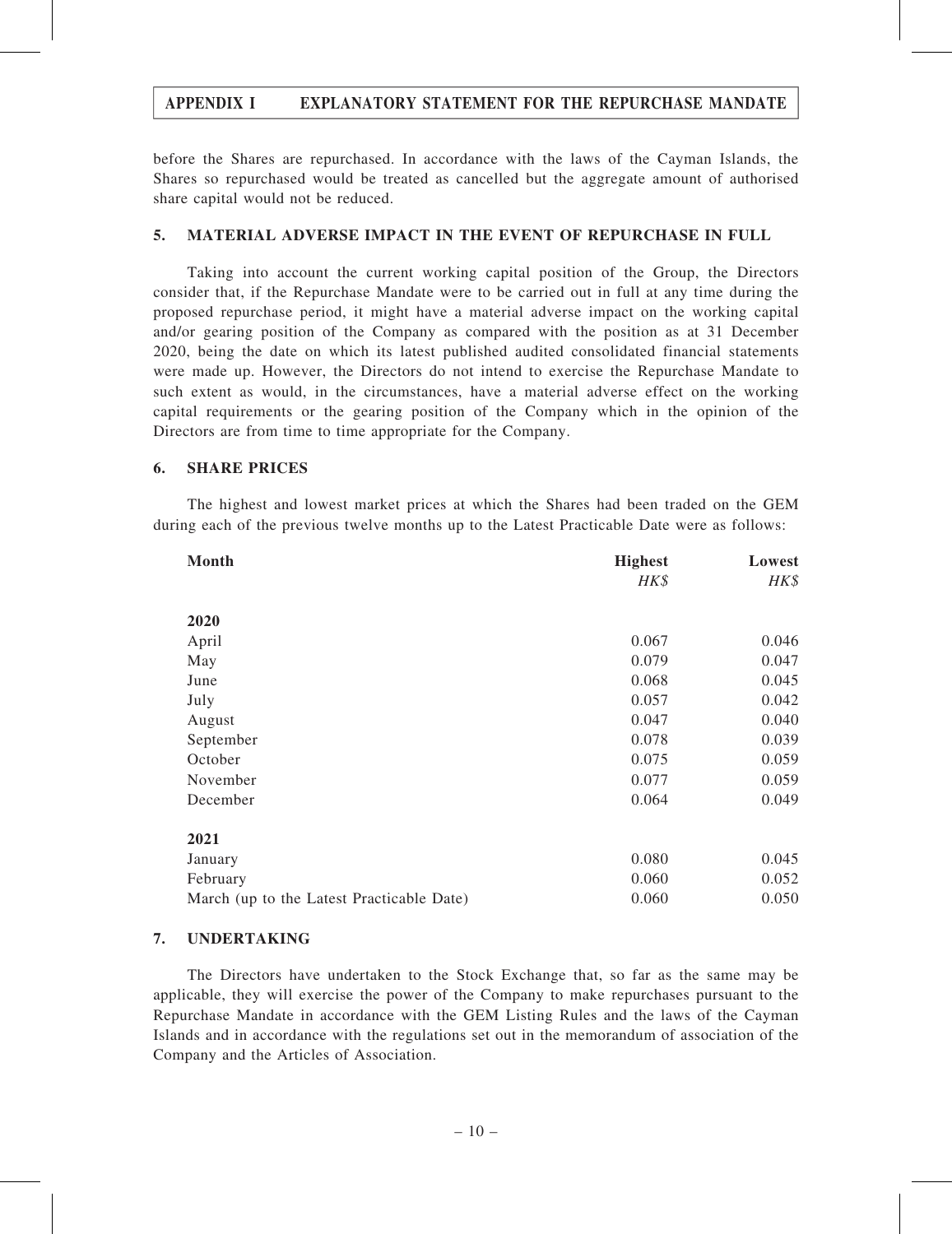before the Shares are repurchased. In accordance with the laws of the Cayman Islands, the Shares so repurchased would be treated as cancelled but the aggregate amount of authorised share capital would not be reduced.

## 5. MATERIAL ADVERSE IMPACT IN THE EVENT OF REPURCHASE IN FULL

Taking into account the current working capital position of the Group, the Directors consider that, if the Repurchase Mandate were to be carried out in full at any time during the proposed repurchase period, it might have a material adverse impact on the working capital and/or gearing position of the Company as compared with the position as at 31 December 2020, being the date on which its latest published audited consolidated financial statements were made up. However, the Directors do not intend to exercise the Repurchase Mandate to such extent as would, in the circumstances, have a material adverse effect on the working capital requirements or the gearing position of the Company which in the opinion of the Directors are from time to time appropriate for the Company.

## 6. SHARE PRICES

The highest and lowest market prices at which the Shares had been traded on the GEM during each of the previous twelve months up to the Latest Practicable Date were as follows:

| Month | Highest | Lowest |
|---|---|---|
| | *HK$* | *HK$* |
| **2020** | | |
| April | 0.067 | 0.046 |
| May | 0.079 | 0.047 |
| June | 0.068 | 0.045 |
| July | 0.057 | 0.042 |
| August | 0.047 | 0.040 |
| September | 0.078 | 0.039 |
| October | 0.075 | 0.059 |
| November | 0.077 | 0.059 |
| December | 0.064 | 0.049 |
| **2021** | | |
| January | 0.080 | 0.045 |
| February | 0.060 | 0.052 |
| March (up to the Latest Practicable Date) | 0.060 | 0.050 |

## 7. UNDERTAKING

The Directors have undertaken to the Stock Exchange that, so far as the same may be applicable, they will exercise the power of the Company to make repurchases pursuant to the Repurchase Mandate in accordance with the GEM Listing Rules and the laws of the Cayman Islands and in accordance with the regulations set out in the memorandum of association of the Company and the Articles of Association.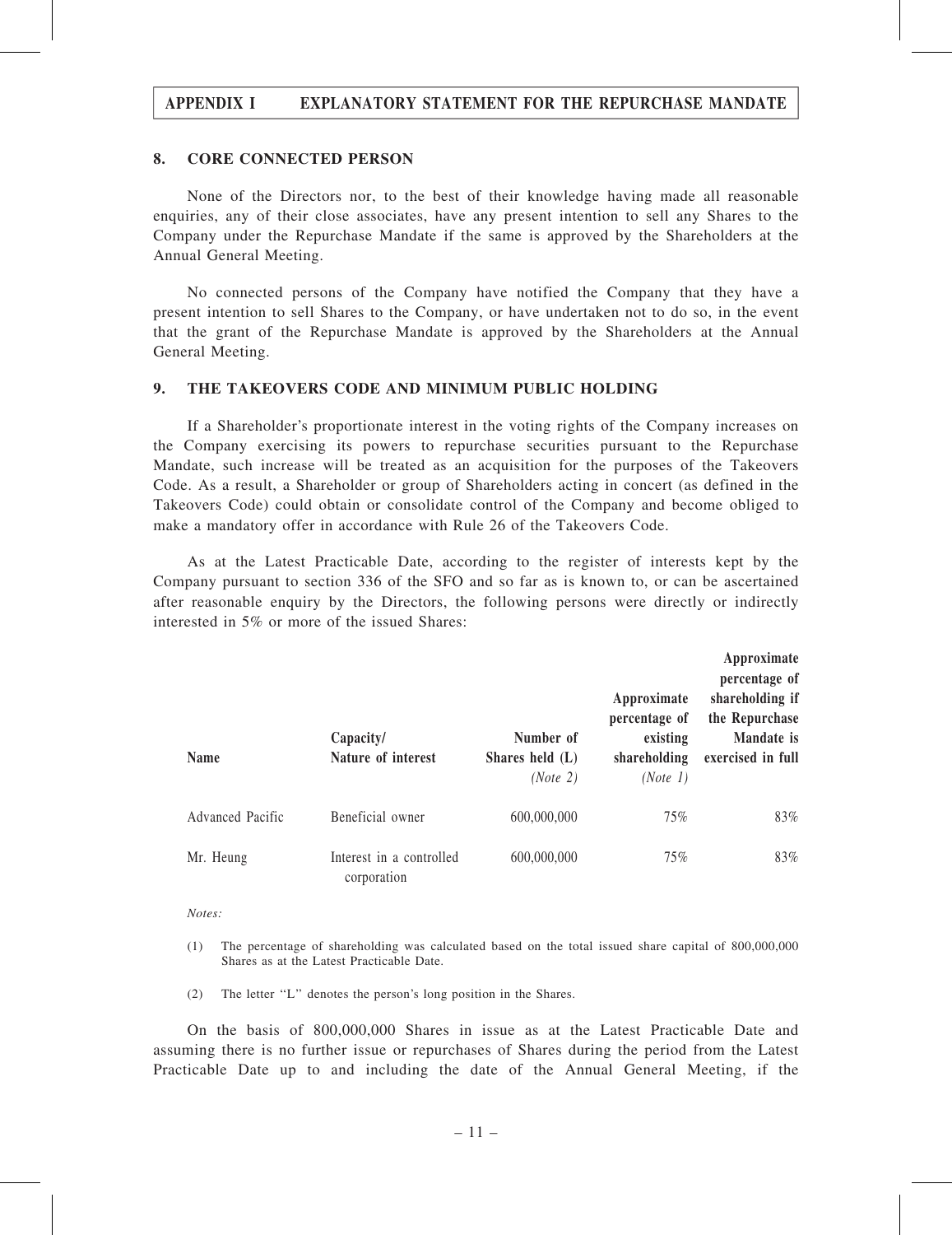## 8. CORE CONNECTED PERSON

None of the Directors nor, to the best of their knowledge having made all reasonable enquiries, any of their close associates, have any present intention to sell any Shares to the Company under the Repurchase Mandate if the same is approved by the Shareholders at the Annual General Meeting.

No connected persons of the Company have notified the Company that they have a present intention to sell Shares to the Company, or have undertaken not to do so, in the event that the grant of the Repurchase Mandate is approved by the Shareholders at the Annual General Meeting.

## 9. THE TAKEOVERS CODE AND MINIMUM PUBLIC HOLDING

If a Shareholder's proportionate interest in the voting rights of the Company increases on the Company exercising its powers to repurchase securities pursuant to the Repurchase Mandate, such increase will be treated as an acquisition for the purposes of the Takeovers Code. As a result, a Shareholder or group of Shareholders acting in concert (as defined in the Takeovers Code) could obtain or consolidate control of the Company and become obliged to make a mandatory offer in accordance with Rule 26 of the Takeovers Code.

As at the Latest Practicable Date, according to the register of interests kept by the Company pursuant to section 336 of the SFO and so far as is known to, or can be ascertained after reasonable enquiry by the Directors, the following persons were directly or indirectly interested in 5% or more of the issued Shares:

| Name | Capacity/ Nature of interest | Number of Shares held (L) *(Note 2)* | Approximate percentage of existing shareholding *(Note 1)* | Approximate percentage of shareholding if the Repurchase Mandate is exercised in full |
|---|---|---|---|---|
| Advanced Pacific | Beneficial owner | 600,000,000 | 75% | 83% |
| Mr. Heung | Interest in a controlled corporation | 600,000,000 | 75% | 83% |

*Notes:*

(1) The percentage of shareholding was calculated based on the total issued share capital of 800,000,000 Shares as at the Latest Practicable Date.

(2) The letter "L" denotes the person's long position in the Shares.

On the basis of 800,000,000 Shares in issue as at the Latest Practicable Date and assuming there is no further issue or repurchases of Shares during the period from the Latest Practicable Date up to and including the date of the Annual General Meeting, if the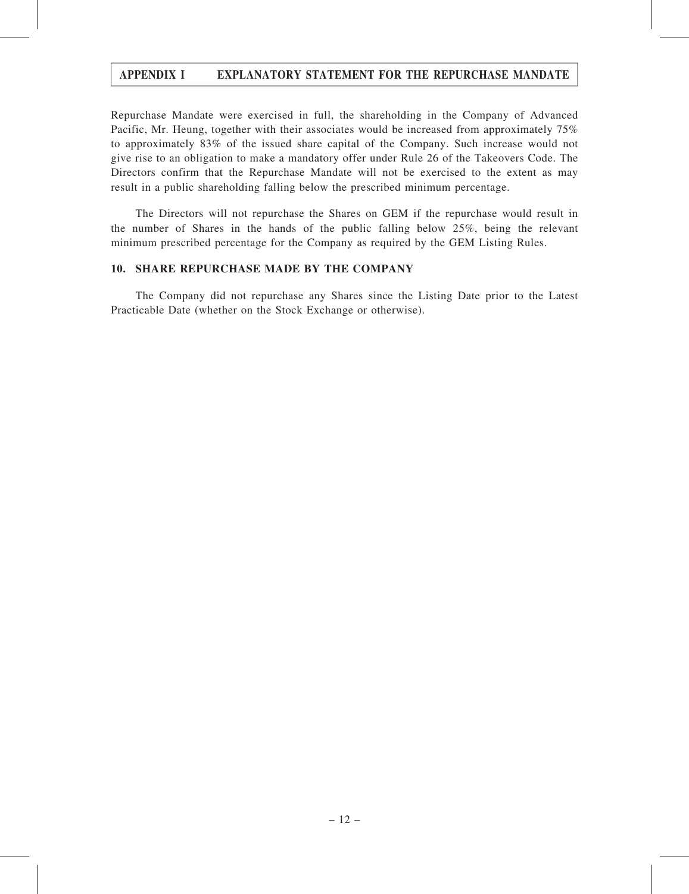Repurchase Mandate were exercised in full, the shareholding in the Company of Advanced Pacific, Mr. Heung, together with their associates would be increased from approximately 75% to approximately 83% of the issued share capital of the Company. Such increase would not give rise to an obligation to make a mandatory offer under Rule 26 of the Takeovers Code. The Directors confirm that the Repurchase Mandate will not be exercised to the extent as may result in a public shareholding falling below the prescribed minimum percentage.

The Directors will not repurchase the Shares on GEM if the repurchase would result in the number of Shares in the hands of the public falling below 25%, being the relevant minimum prescribed percentage for the Company as required by the GEM Listing Rules.

## 10. SHARE REPURCHASE MADE BY THE COMPANY

The Company did not repurchase any Shares since the Listing Date prior to the Latest Practicable Date (whether on the Stock Exchange or otherwise).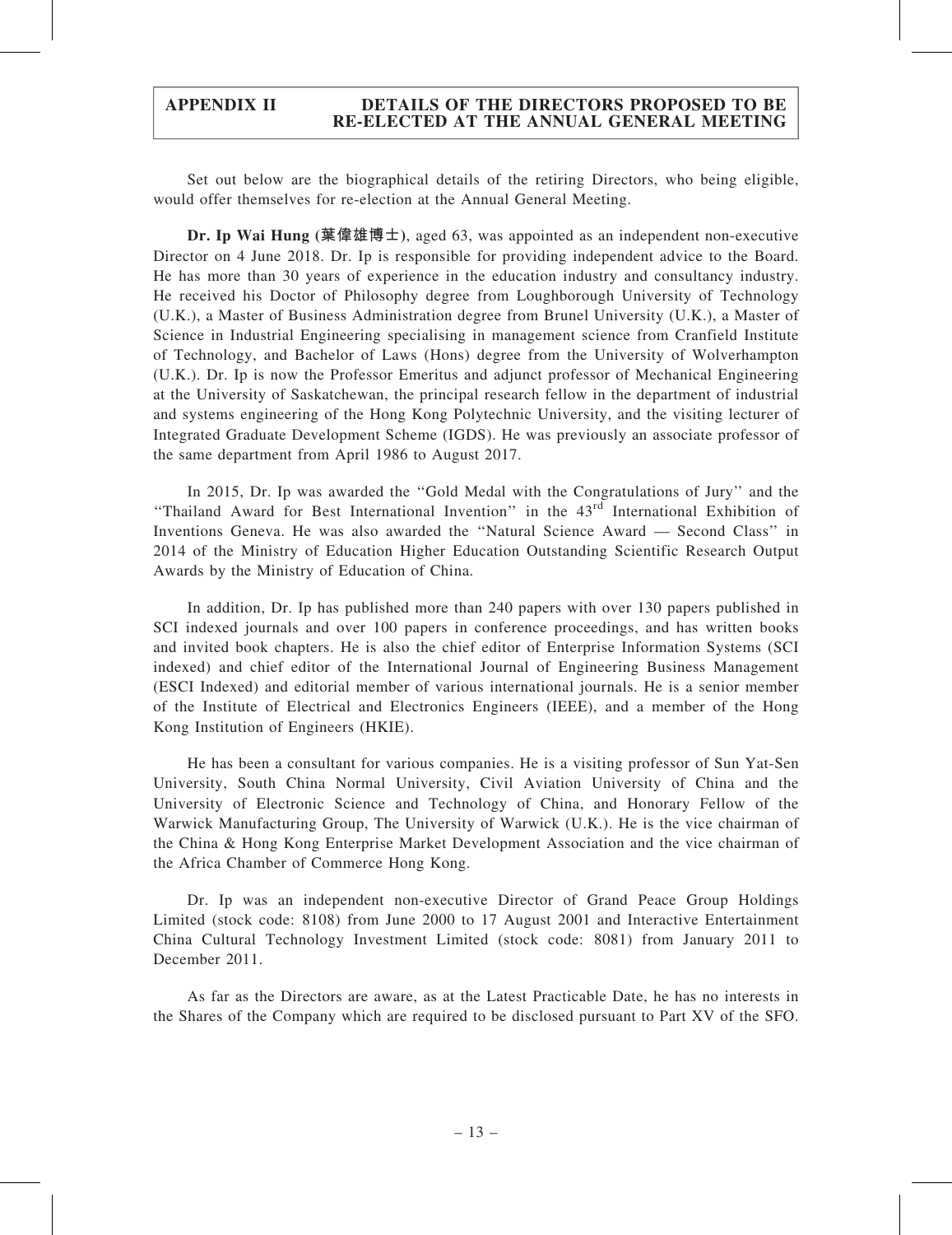Set out below are the biographical details of the retiring Directors, who being eligible, would offer themselves for re-election at the Annual General Meeting.

**Dr. Ip Wai Hung (葉偉雄博士)**, aged 63, was appointed as an independent non-executive Director on 4 June 2018. Dr. Ip is responsible for providing independent advice to the Board. He has more than 30 years of experience in the education industry and consultancy industry. He received his Doctor of Philosophy degree from Loughborough University of Technology (U.K.), a Master of Business Administration degree from Brunel University (U.K.), a Master of Science in Industrial Engineering specialising in management science from Cranfield Institute of Technology, and Bachelor of Laws (Hons) degree from the University of Wolverhampton (U.K.). Dr. Ip is now the Professor Emeritus and adjunct professor of Mechanical Engineering at the University of Saskatchewan, the principal research fellow in the department of industrial and systems engineering of the Hong Kong Polytechnic University, and the visiting lecturer of Integrated Graduate Development Scheme (IGDS). He was previously an associate professor of the same department from April 1986 to August 2017.

In 2015, Dr. Ip was awarded the "Gold Medal with the Congratulations of Jury" and the "Thailand Award for Best International Invention" in the 43rd International Exhibition of Inventions Geneva. He was also awarded the "Natural Science Award — Second Class" in 2014 of the Ministry of Education Higher Education Outstanding Scientific Research Output Awards by the Ministry of Education of China.

In addition, Dr. Ip has published more than 240 papers with over 130 papers published in SCI indexed journals and over 100 papers in conference proceedings, and has written books and invited book chapters. He is also the chief editor of Enterprise Information Systems (SCI indexed) and chief editor of the International Journal of Engineering Business Management (ESCI Indexed) and editorial member of various international journals. He is a senior member of the Institute of Electrical and Electronics Engineers (IEEE), and a member of the Hong Kong Institution of Engineers (HKIE).

He has been a consultant for various companies. He is a visiting professor of Sun Yat-Sen University, South China Normal University, Civil Aviation University of China and the University of Electronic Science and Technology of China, and Honorary Fellow of the Warwick Manufacturing Group, The University of Warwick (U.K.). He is the vice chairman of the China & Hong Kong Enterprise Market Development Association and the vice chairman of the Africa Chamber of Commerce Hong Kong.

Dr. Ip was an independent non-executive Director of Grand Peace Group Holdings Limited (stock code: 8108) from June 2000 to 17 August 2001 and Interactive Entertainment China Cultural Technology Investment Limited (stock code: 8081) from January 2011 to December 2011.

As far as the Directors are aware, as at the Latest Practicable Date, he has no interests in the Shares of the Company which are required to be disclosed pursuant to Part XV of the SFO.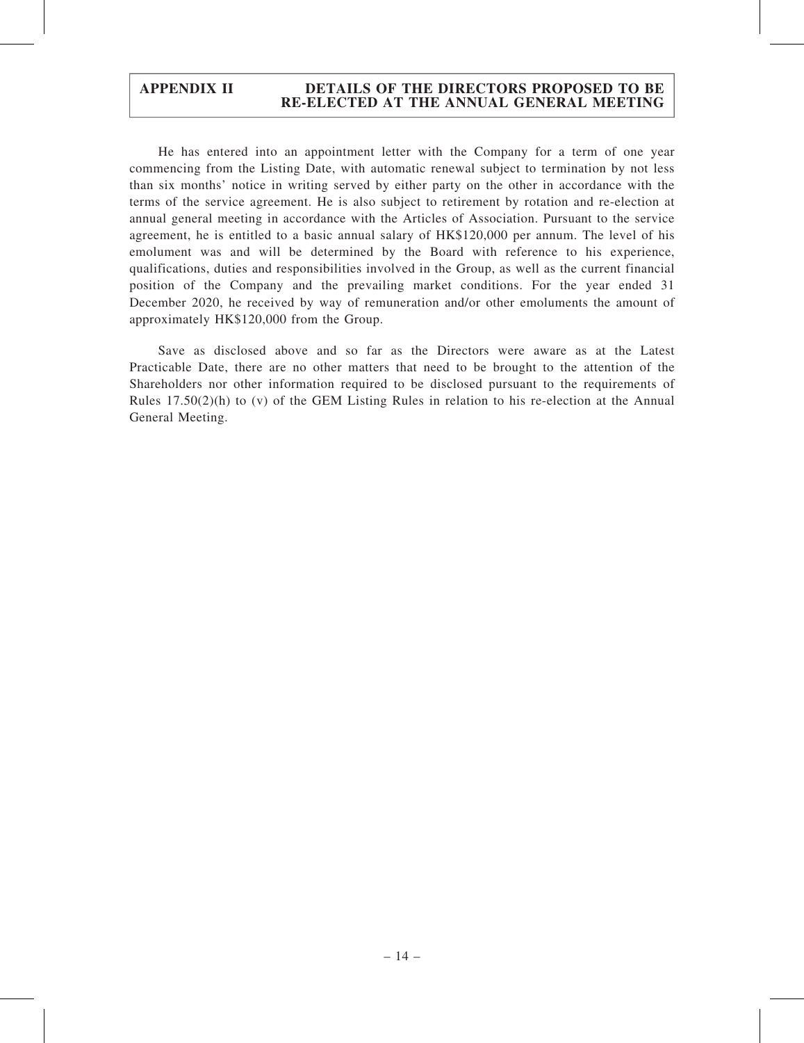He has entered into an appointment letter with the Company for a term of one year commencing from the Listing Date, with automatic renewal subject to termination by not less than six months' notice in writing served by either party on the other in accordance with the terms of the service agreement. He is also subject to retirement by rotation and re-election at annual general meeting in accordance with the Articles of Association. Pursuant to the service agreement, he is entitled to a basic annual salary of HK$120,000 per annum. The level of his emolument was and will be determined by the Board with reference to his experience, qualifications, duties and responsibilities involved in the Group, as well as the current financial position of the Company and the prevailing market conditions. For the year ended 31 December 2020, he received by way of remuneration and/or other emoluments the amount of approximately HK$120,000 from the Group.

Save as disclosed above and so far as the Directors were aware as at the Latest Practicable Date, there are no other matters that need to be brought to the attention of the Shareholders nor other information required to be disclosed pursuant to the requirements of Rules 17.50(2)(h) to (v) of the GEM Listing Rules in relation to his re-election at the Annual General Meeting.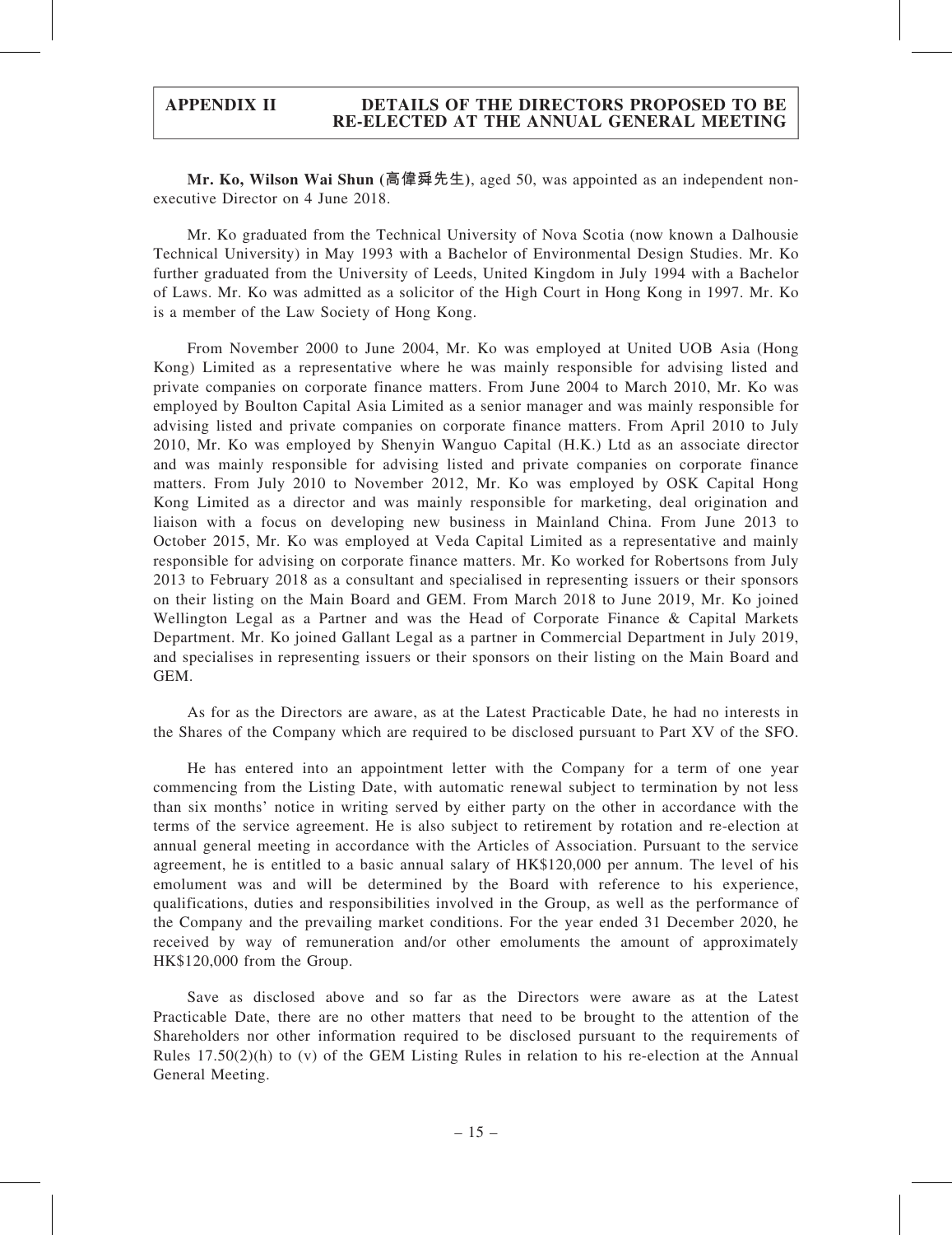**Mr. Ko, Wilson Wai Shun (高偉舜先生)**, aged 50, was appointed as an independent non-executive Director on 4 June 2018.

Mr. Ko graduated from the Technical University of Nova Scotia (now known a Dalhousie Technical University) in May 1993 with a Bachelor of Environmental Design Studies. Mr. Ko further graduated from the University of Leeds, United Kingdom in July 1994 with a Bachelor of Laws. Mr. Ko was admitted as a solicitor of the High Court in Hong Kong in 1997. Mr. Ko is a member of the Law Society of Hong Kong.

From November 2000 to June 2004, Mr. Ko was employed at United UOB Asia (Hong Kong) Limited as a representative where he was mainly responsible for advising listed and private companies on corporate finance matters. From June 2004 to March 2010, Mr. Ko was employed by Boulton Capital Asia Limited as a senior manager and was mainly responsible for advising listed and private companies on corporate finance matters. From April 2010 to July 2010, Mr. Ko was employed by Shenyin Wanguo Capital (H.K.) Ltd as an associate director and was mainly responsible for advising listed and private companies on corporate finance matters. From July 2010 to November 2012, Mr. Ko was employed by OSK Capital Hong Kong Limited as a director and was mainly responsible for marketing, deal origination and liaison with a focus on developing new business in Mainland China. From June 2013 to October 2015, Mr. Ko was employed at Veda Capital Limited as a representative and mainly responsible for advising on corporate finance matters. Mr. Ko worked for Robertsons from July 2013 to February 2018 as a consultant and specialised in representing issuers or their sponsors on their listing on the Main Board and GEM. From March 2018 to June 2019, Mr. Ko joined Wellington Legal as a Partner and was the Head of Corporate Finance & Capital Markets Department. Mr. Ko joined Gallant Legal as a partner in Commercial Department in July 2019, and specialises in representing issuers or their sponsors on their listing on the Main Board and GEM.

As for as the Directors are aware, as at the Latest Practicable Date, he had no interests in the Shares of the Company which are required to be disclosed pursuant to Part XV of the SFO.

He has entered into an appointment letter with the Company for a term of one year commencing from the Listing Date, with automatic renewal subject to termination by not less than six months' notice in writing served by either party on the other in accordance with the terms of the service agreement. He is also subject to retirement by rotation and re-election at annual general meeting in accordance with the Articles of Association. Pursuant to the service agreement, he is entitled to a basic annual salary of HK$120,000 per annum. The level of his emolument was and will be determined by the Board with reference to his experience, qualifications, duties and responsibilities involved in the Group, as well as the performance of the Company and the prevailing market conditions. For the year ended 31 December 2020, he received by way of remuneration and/or other emoluments the amount of approximately HK$120,000 from the Group.

Save as disclosed above and so far as the Directors were aware as at the Latest Practicable Date, there are no other matters that need to be brought to the attention of the Shareholders nor other information required to be disclosed pursuant to the requirements of Rules 17.50(2)(h) to (v) of the GEM Listing Rules in relation to his re-election at the Annual General Meeting.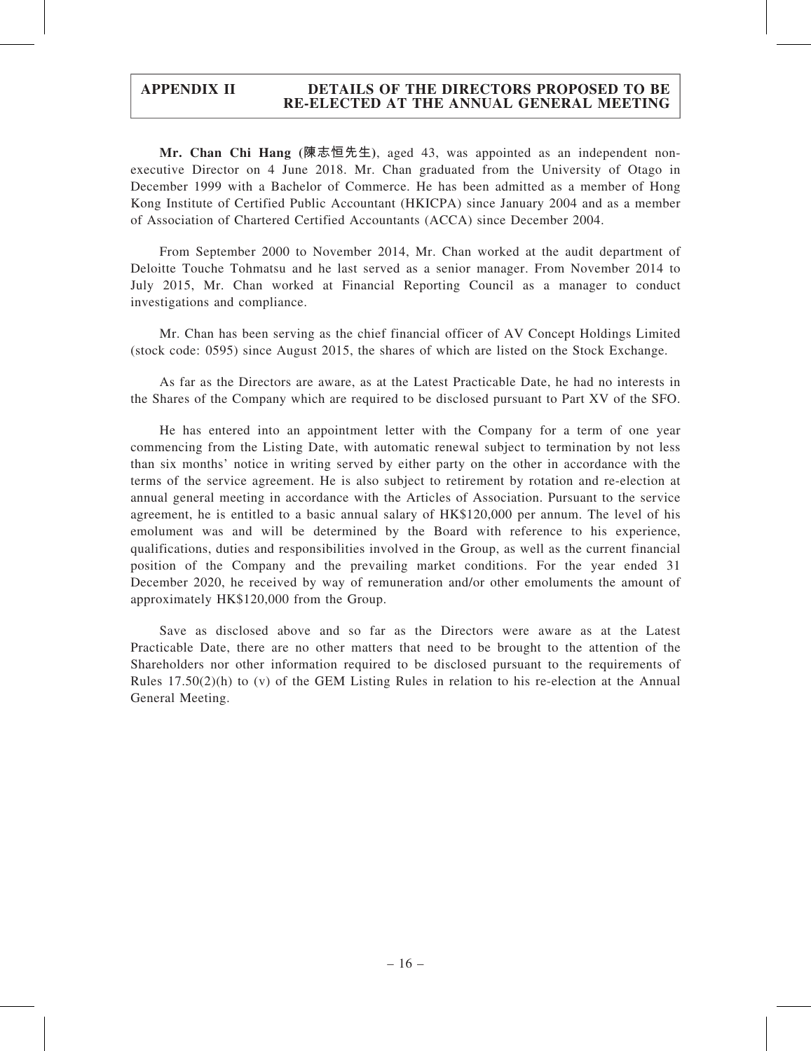**Mr. Chan Chi Hang (陳志恒先生)**, aged 43, was appointed as an independent non-executive Director on 4 June 2018. Mr. Chan graduated from the University of Otago in December 1999 with a Bachelor of Commerce. He has been admitted as a member of Hong Kong Institute of Certified Public Accountant (HKICPA) since January 2004 and as a member of Association of Chartered Certified Accountants (ACCA) since December 2004.

From September 2000 to November 2014, Mr. Chan worked at the audit department of Deloitte Touche Tohmatsu and he last served as a senior manager. From November 2014 to July 2015, Mr. Chan worked at Financial Reporting Council as a manager to conduct investigations and compliance.

Mr. Chan has been serving as the chief financial officer of AV Concept Holdings Limited (stock code: 0595) since August 2015, the shares of which are listed on the Stock Exchange.

As far as the Directors are aware, as at the Latest Practicable Date, he had no interests in the Shares of the Company which are required to be disclosed pursuant to Part XV of the SFO.

He has entered into an appointment letter with the Company for a term of one year commencing from the Listing Date, with automatic renewal subject to termination by not less than six months' notice in writing served by either party on the other in accordance with the terms of the service agreement. He is also subject to retirement by rotation and re-election at annual general meeting in accordance with the Articles of Association. Pursuant to the service agreement, he is entitled to a basic annual salary of HK$120,000 per annum. The level of his emolument was and will be determined by the Board with reference to his experience, qualifications, duties and responsibilities involved in the Group, as well as the current financial position of the Company and the prevailing market conditions. For the year ended 31 December 2020, he received by way of remuneration and/or other emoluments the amount of approximately HK$120,000 from the Group.

Save as disclosed above and so far as the Directors were aware as at the Latest Practicable Date, there are no other matters that need to be brought to the attention of the Shareholders nor other information required to be disclosed pursuant to the requirements of Rules 17.50(2)(h) to (v) of the GEM Listing Rules in relation to his re-election at the Annual General Meeting.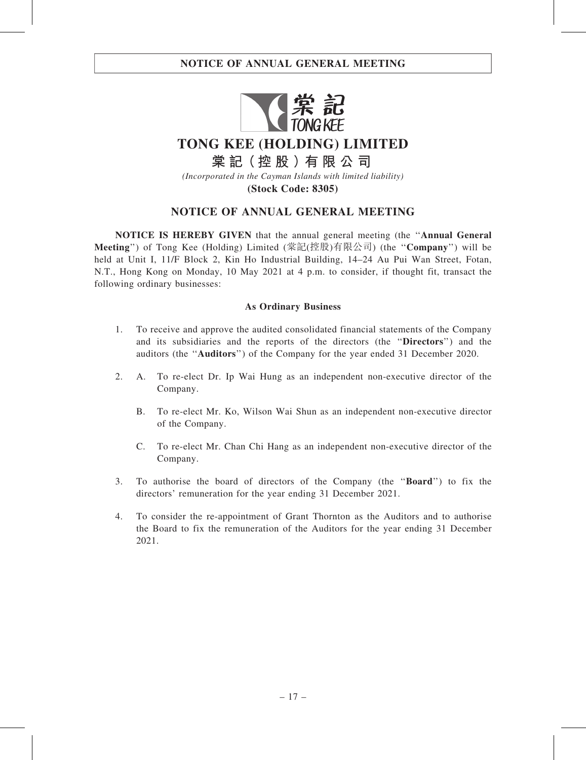# TONG KEE (HOLDING) LIMITED

# 棠記(控股)有限公司

*(Incorporated in the Cayman Islands with limited liability)*

**(Stock Code: 8305)**

## NOTICE OF ANNUAL GENERAL MEETING

**NOTICE IS HEREBY GIVEN** that the annual general meeting (the ''**Annual General Meeting**'') of Tong Kee (Holding) Limited (棠記(控股)有限公司) (the ''**Company**'') will be held at Unit I, 11/F Block 2, Kin Ho Industrial Building, 14–24 Au Pui Wan Street, Fotan, N.T., Hong Kong on Monday, 10 May 2021 at 4 p.m. to consider, if thought fit, transact the following ordinary businesses:

**As Ordinary Business**

1. To receive and approve the audited consolidated financial statements of the Company and its subsidiaries and the reports of the directors (the ''**Directors**'') and the auditors (the ''**Auditors**'') of the Company for the year ended 31 December 2020.

2. A. To re-elect Dr. Ip Wai Hung as an independent non-executive director of the Company.

   B. To re-elect Mr. Ko, Wilson Wai Shun as an independent non-executive director of the Company.

   C. To re-elect Mr. Chan Chi Hang as an independent non-executive director of the Company.

3. To authorise the board of directors of the Company (the ''**Board**'') to fix the directors' remuneration for the year ending 31 December 2021.

4. To consider the re-appointment of Grant Thornton as the Auditors and to authorise the Board to fix the remuneration of the Auditors for the year ending 31 December 2021.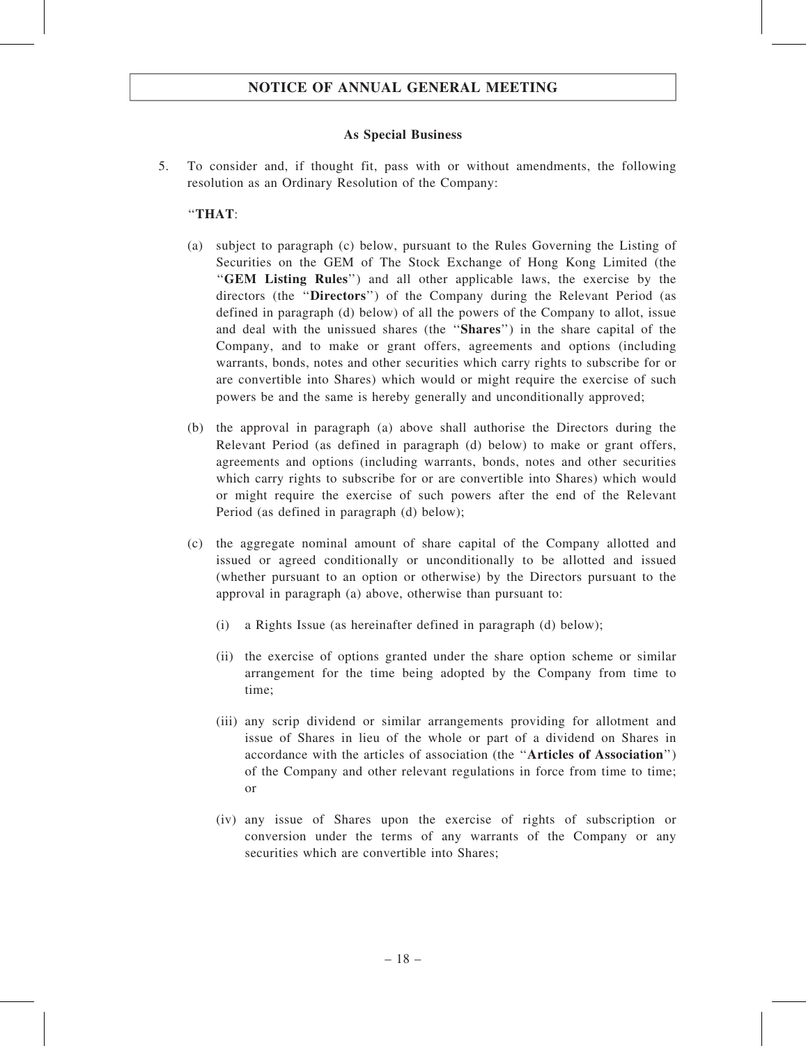## NOTICE OF ANNUAL GENERAL MEETING

### As Special Business

5. To consider and, if thought fit, pass with or without amendments, the following resolution as an Ordinary Resolution of the Company:

"**THAT**:

(a) subject to paragraph (c) below, pursuant to the Rules Governing the Listing of Securities on the GEM of The Stock Exchange of Hong Kong Limited (the "**GEM Listing Rules**") and all other applicable laws, the exercise by the directors (the "**Directors**") of the Company during the Relevant Period (as defined in paragraph (d) below) of all the powers of the Company to allot, issue and deal with the unissued shares (the "**Shares**") in the share capital of the Company, and to make or grant offers, agreements and options (including warrants, bonds, notes and other securities which carry rights to subscribe for or are convertible into Shares) which would or might require the exercise of such powers be and the same is hereby generally and unconditionally approved;

(b) the approval in paragraph (a) above shall authorise the Directors during the Relevant Period (as defined in paragraph (d) below) to make or grant offers, agreements and options (including warrants, bonds, notes and other securities which carry rights to subscribe for or are convertible into Shares) which would or might require the exercise of such powers after the end of the Relevant Period (as defined in paragraph (d) below);

(c) the aggregate nominal amount of share capital of the Company allotted and issued or agreed conditionally or unconditionally to be allotted and issued (whether pursuant to an option or otherwise) by the Directors pursuant to the approval in paragraph (a) above, otherwise than pursuant to:

    (i) a Rights Issue (as hereinafter defined in paragraph (d) below);

    (ii) the exercise of options granted under the share option scheme or similar arrangement for the time being adopted by the Company from time to time;

    (iii) any scrip dividend or similar arrangements providing for allotment and issue of Shares in lieu of the whole or part of a dividend on Shares in accordance with the articles of association (the "**Articles of Association**") of the Company and other relevant regulations in force from time to time; or

    (iv) any issue of Shares upon the exercise of rights of subscription or conversion under the terms of any warrants of the Company or any securities which are convertible into Shares;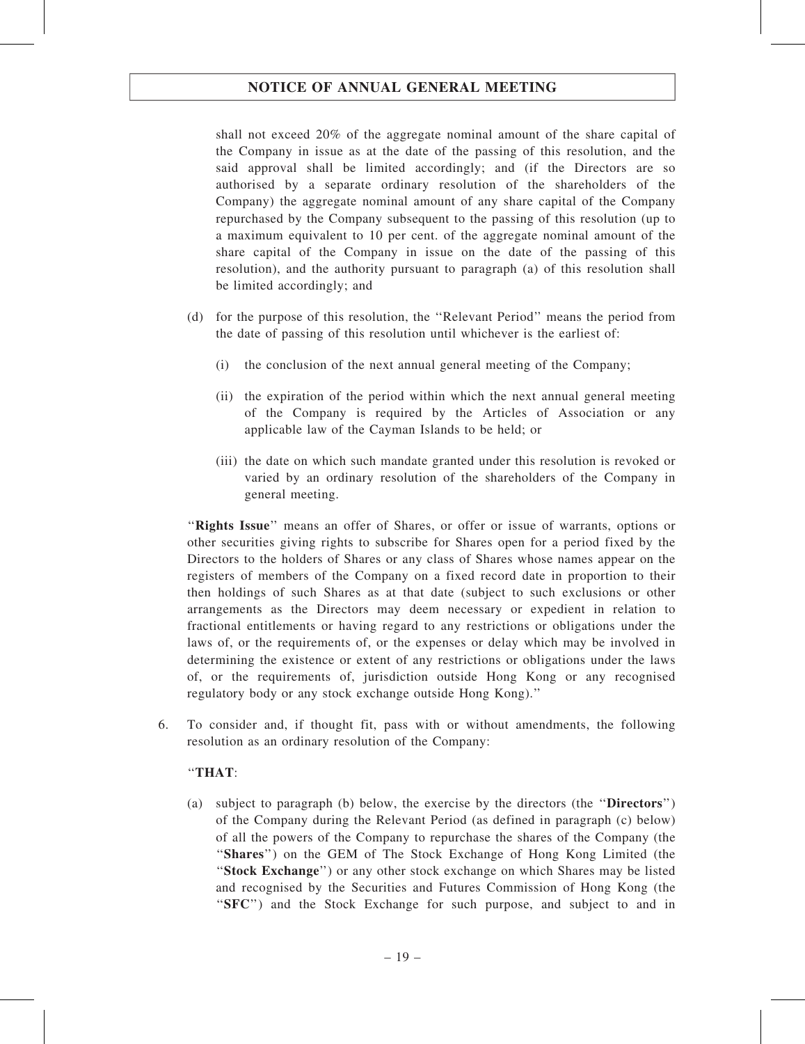shall not exceed 20% of the aggregate nominal amount of the share capital of the Company in issue as at the date of the passing of this resolution, and the said approval shall be limited accordingly; and (if the Directors are so authorised by a separate ordinary resolution of the shareholders of the Company) the aggregate nominal amount of any share capital of the Company repurchased by the Company subsequent to the passing of this resolution (up to a maximum equivalent to 10 per cent. of the aggregate nominal amount of the share capital of the Company in issue on the date of the passing of this resolution), and the authority pursuant to paragraph (a) of this resolution shall be limited accordingly; and

(d) for the purpose of this resolution, the ''Relevant Period'' means the period from the date of passing of this resolution until whichever is the earliest of:

   (i) the conclusion of the next annual general meeting of the Company;

   (ii) the expiration of the period within which the next annual general meeting of the Company is required by the Articles of Association or any applicable law of the Cayman Islands to be held; or

   (iii) the date on which such mandate granted under this resolution is revoked or varied by an ordinary resolution of the shareholders of the Company in general meeting.

''**Rights Issue**'' means an offer of Shares, or offer or issue of warrants, options or other securities giving rights to subscribe for Shares open for a period fixed by the Directors to the holders of Shares or any class of Shares whose names appear on the registers of members of the Company on a fixed record date in proportion to their then holdings of such Shares as at that date (subject to such exclusions or other arrangements as the Directors may deem necessary or expedient in relation to fractional entitlements or having regard to any restrictions or obligations under the laws of, or the requirements of, or the expenses or delay which may be involved in determining the existence or extent of any restrictions or obligations under the laws of, or the requirements of, jurisdiction outside Hong Kong or any recognised regulatory body or any stock exchange outside Hong Kong).''

6. To consider and, if thought fit, pass with or without amendments, the following resolution as an ordinary resolution of the Company:

''**THAT**:

(a) subject to paragraph (b) below, the exercise by the directors (the ''**Directors**'') of the Company during the Relevant Period (as defined in paragraph (c) below) of all the powers of the Company to repurchase the shares of the Company (the ''**Shares**'') on the GEM of The Stock Exchange of Hong Kong Limited (the ''**Stock Exchange**'') or any other stock exchange on which Shares may be listed and recognised by the Securities and Futures Commission of Hong Kong (the ''**SFC**'') and the Stock Exchange for such purpose, and subject to and in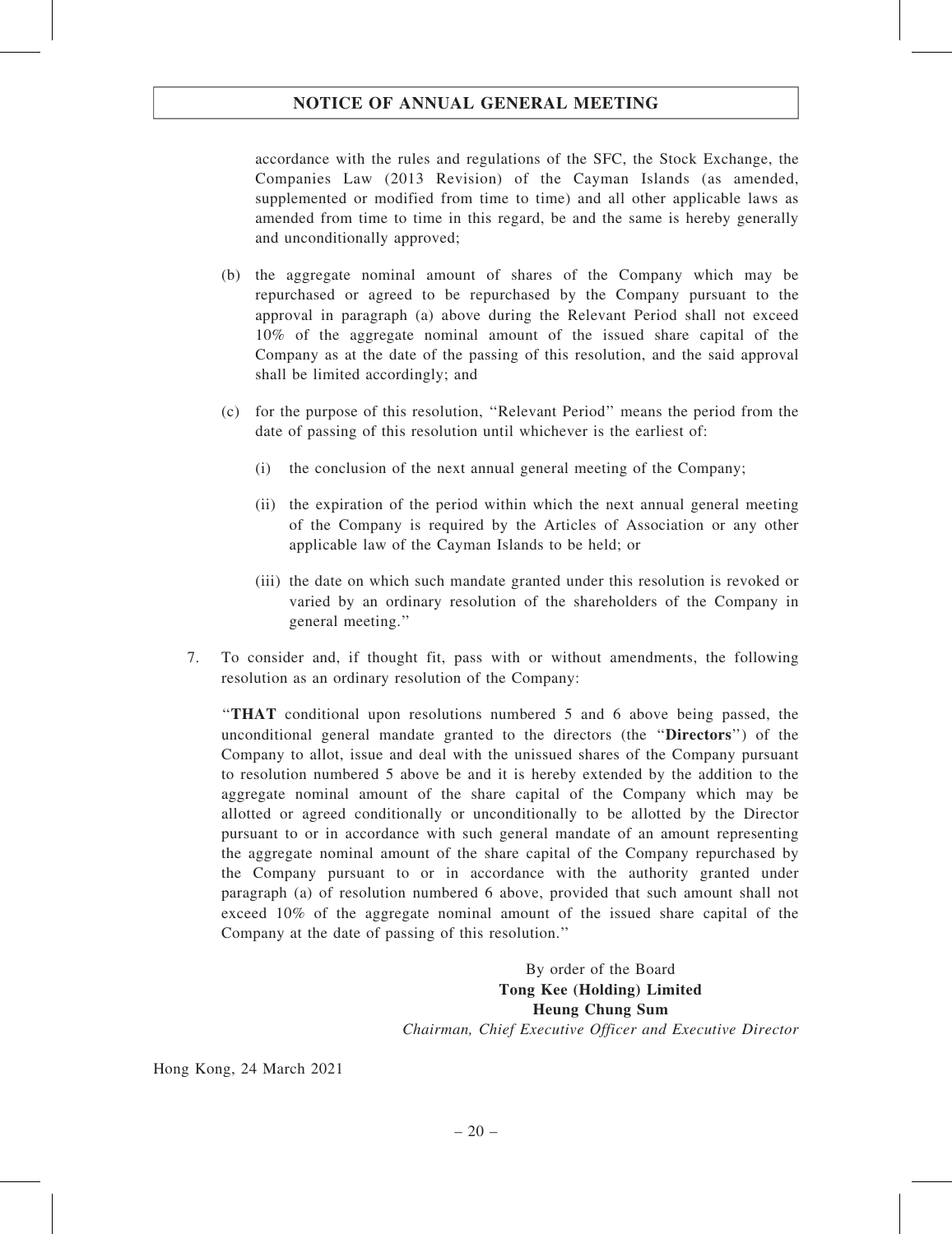accordance with the rules and regulations of the SFC, the Stock Exchange, the Companies Law (2013 Revision) of the Cayman Islands (as amended, supplemented or modified from time to time) and all other applicable laws as amended from time to time in this regard, be and the same is hereby generally and unconditionally approved;

(b) the aggregate nominal amount of shares of the Company which may be repurchased or agreed to be repurchased by the Company pursuant to the approval in paragraph (a) above during the Relevant Period shall not exceed 10% of the aggregate nominal amount of the issued share capital of the Company as at the date of the passing of this resolution, and the said approval shall be limited accordingly; and

(c) for the purpose of this resolution, ''Relevant Period'' means the period from the date of passing of this resolution until whichever is the earliest of:

(i) the conclusion of the next annual general meeting of the Company;

(ii) the expiration of the period within which the next annual general meeting of the Company is required by the Articles of Association or any other applicable law of the Cayman Islands to be held; or

(iii) the date on which such mandate granted under this resolution is revoked or varied by an ordinary resolution of the shareholders of the Company in general meeting.''

7. To consider and, if thought fit, pass with or without amendments, the following resolution as an ordinary resolution of the Company:

''**THAT** conditional upon resolutions numbered 5 and 6 above being passed, the unconditional general mandate granted to the directors (the ''**Directors**'') of the Company to allot, issue and deal with the unissued shares of the Company pursuant to resolution numbered 5 above be and it is hereby extended by the addition to the aggregate nominal amount of the share capital of the Company which may be allotted or agreed conditionally or unconditionally to be allotted by the Director pursuant to or in accordance with such general mandate of an amount representing the aggregate nominal amount of the share capital of the Company repurchased by the Company pursuant to or in accordance with the authority granted under paragraph (a) of resolution numbered 6 above, provided that such amount shall not exceed 10% of the aggregate nominal amount of the issued share capital of the Company at the date of passing of this resolution.''

By order of the Board
**Tong Kee (Holding) Limited**
**Heung Chung Sum**
*Chairman, Chief Executive Officer and Executive Director*

Hong Kong, 24 March 2021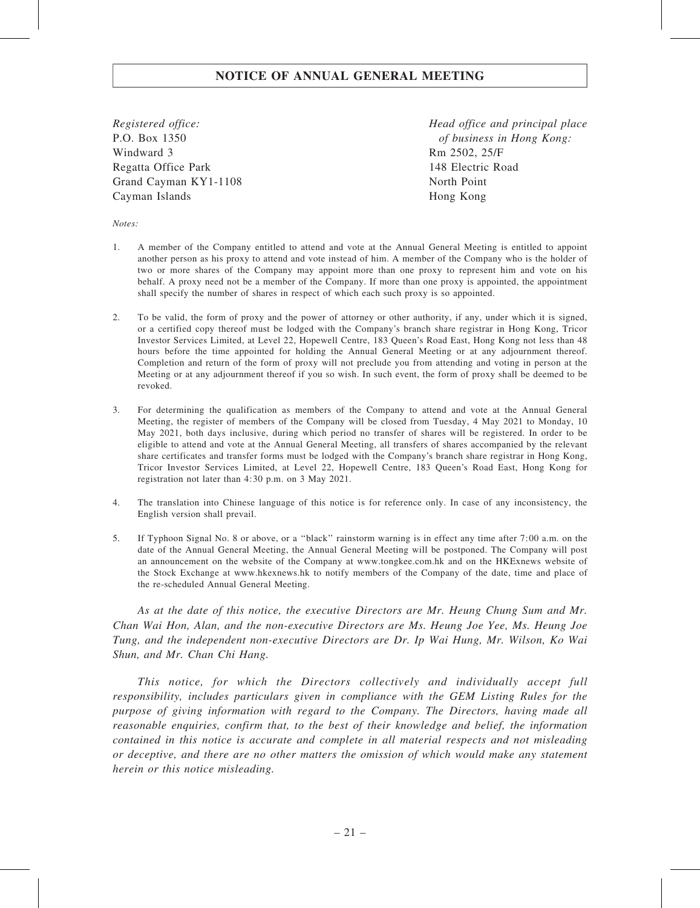# NOTICE OF ANNUAL GENERAL MEETING

*Registered office:*
P.O. Box 1350
Windward 3
Regatta Office Park
Grand Cayman KY1-1108
Cayman Islands

*Head office and principal place of business in Hong Kong:*
Rm 2502, 25/F
148 Electric Road
North Point
Hong Kong

*Notes:*

1. A member of the Company entitled to attend and vote at the Annual General Meeting is entitled to appoint another person as his proxy to attend and vote instead of him. A member of the Company who is the holder of two or more shares of the Company may appoint more than one proxy to represent him and vote on his behalf. A proxy need not be a member of the Company. If more than one proxy is appointed, the appointment shall specify the number of shares in respect of which each such proxy is so appointed.

2. To be valid, the form of proxy and the power of attorney or other authority, if any, under which it is signed, or a certified copy thereof must be lodged with the Company's branch share registrar in Hong Kong, Tricor Investor Services Limited, at Level 22, Hopewell Centre, 183 Queen's Road East, Hong Kong not less than 48 hours before the time appointed for holding the Annual General Meeting or at any adjournment thereof. Completion and return of the form of proxy will not preclude you from attending and voting in person at the Meeting or at any adjournment thereof if you so wish. In such event, the form of proxy shall be deemed to be revoked.

3. For determining the qualification as members of the Company to attend and vote at the Annual General Meeting, the register of members of the Company will be closed from Tuesday, 4 May 2021 to Monday, 10 May 2021, both days inclusive, during which period no transfer of shares will be registered. In order to be eligible to attend and vote at the Annual General Meeting, all transfers of shares accompanied by the relevant share certificates and transfer forms must be lodged with the Company's branch share registrar in Hong Kong, Tricor Investor Services Limited, at Level 22, Hopewell Centre, 183 Queen's Road East, Hong Kong for registration not later than 4:30 p.m. on 3 May 2021.

4. The translation into Chinese language of this notice is for reference only. In case of any inconsistency, the English version shall prevail.

5. If Typhoon Signal No. 8 or above, or a ''black'' rainstorm warning is in effect any time after 7:00 a.m. on the date of the Annual General Meeting, the Annual General Meeting will be postponed. The Company will post an announcement on the website of the Company at www.tongkee.com.hk and on the HKExnews website of the Stock Exchange at www.hkexnews.hk to notify members of the Company of the date, time and place of the re-scheduled Annual General Meeting.

*As at the date of this notice, the executive Directors are Mr. Heung Chung Sum and Mr. Chan Wai Hon, Alan, and the non-executive Directors are Ms. Heung Joe Yee, Ms. Heung Joe Tung, and the independent non-executive Directors are Dr. Ip Wai Hung, Mr. Wilson, Ko Wai Shun, and Mr. Chan Chi Hang.*

*This notice, for which the Directors collectively and individually accept full responsibility, includes particulars given in compliance with the GEM Listing Rules for the purpose of giving information with regard to the Company. The Directors, having made all reasonable enquiries, confirm that, to the best of their knowledge and belief, the information contained in this notice is accurate and complete in all material respects and not misleading or deceptive, and there are no other matters the omission of which would make any statement herein or this notice misleading.*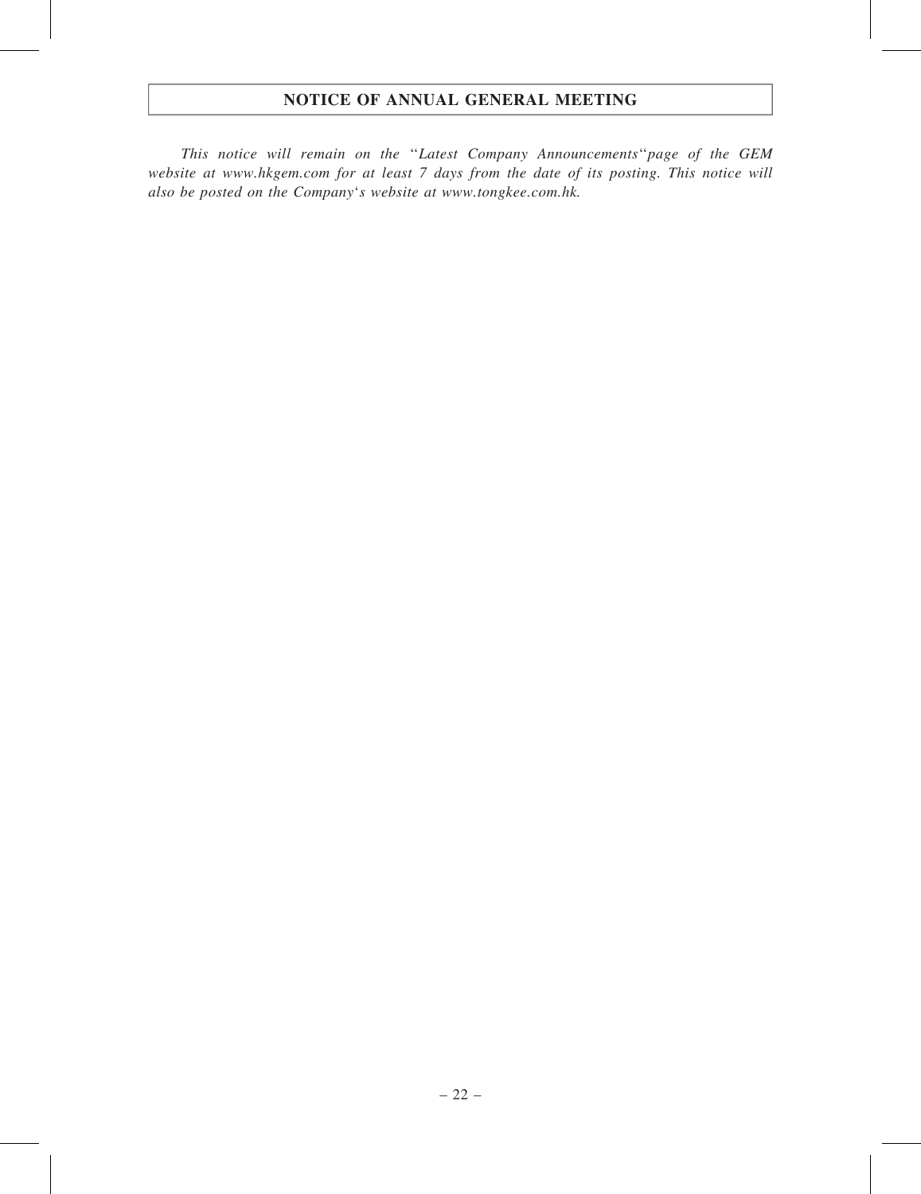## NOTICE OF ANNUAL GENERAL MEETING

*This notice will remain on the "Latest Company Announcements" page of the GEM website at www.hkgem.com for at least 7 days from the date of its posting. This notice will also be posted on the Company's website at www.tongkee.com.hk.*